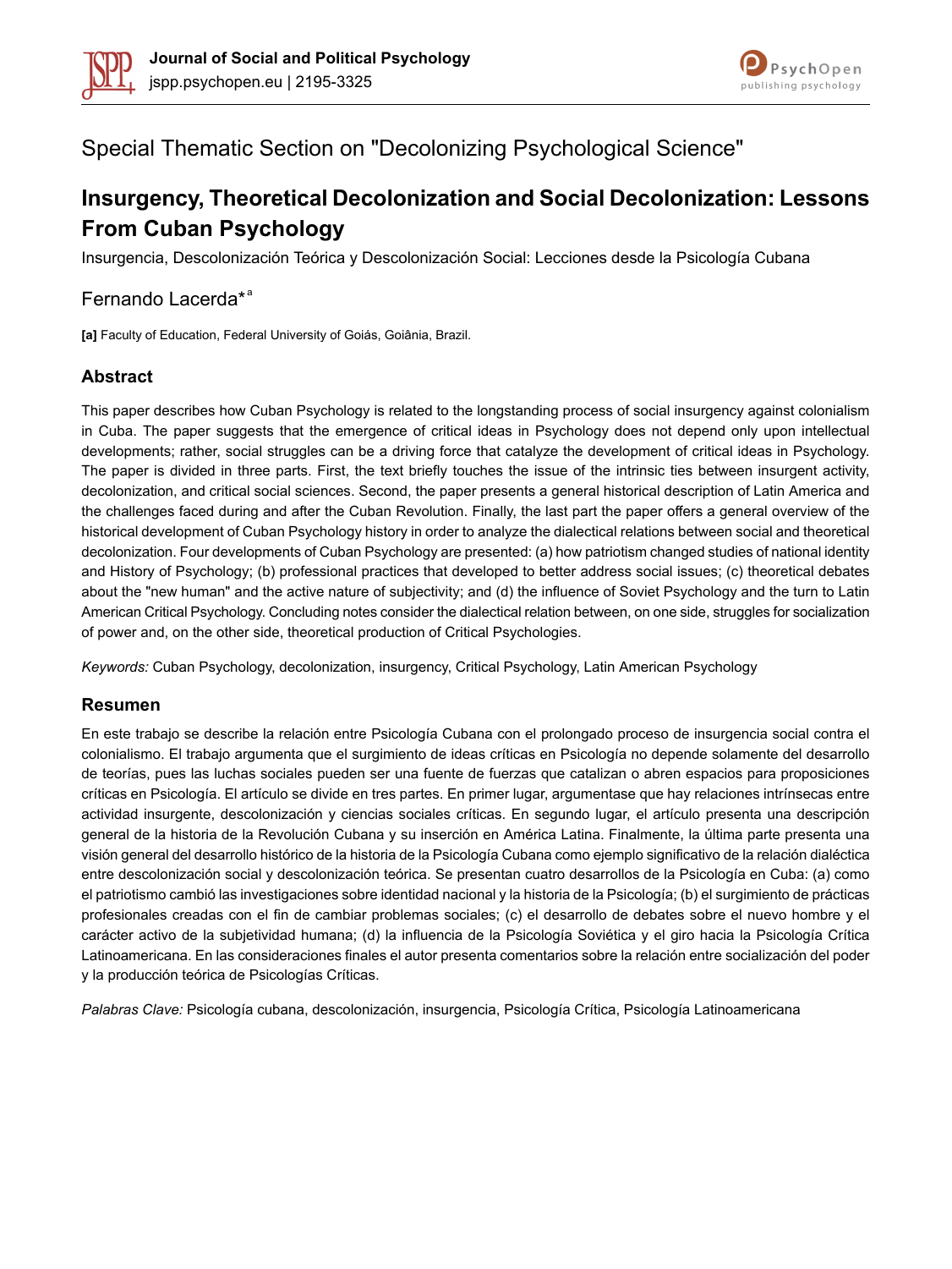Special Thematic Section on "Decolonizing Psychological Science"

# Insurgency, Theoretical Decolonization and Social Decolonization: Lessons From Cuban Psychology

Insurgencia, Descolonización Teórica y Descolonización Social: Lecciones desde la Psicología Cubana

Fernando Lacerda*[a]

**[a]** Faculty of Education, Federal University of Goiás, Goiânia, Brazil.

## Abstract

This paper describes how Cuban Psychology is related to the longstanding process of social insurgency against colonialism in Cuba. The paper suggests that the emergence of critical ideas in Psychology does not depend only upon intellectual developments; rather, social struggles can be a driving force that catalyze the development of critical ideas in Psychology. The paper is divided in three parts. First, the text briefly touches the issue of the intrinsic ties between insurgent activity, decolonization, and critical social sciences. Second, the paper presents a general historical description of Latin America and the challenges faced during and after the Cuban Revolution. Finally, the last part the paper offers a general overview of the historical development of Cuban Psychology history in order to analyze the dialectical relations between social and theoretical decolonization. Four developments of Cuban Psychology are presented: (a) how patriotism changed studies of national identity and History of Psychology; (b) professional practices that developed to better address social issues; (c) theoretical debates about the "new human" and the active nature of subjectivity; and (d) the influence of Soviet Psychology and the turn to Latin American Critical Psychology. Concluding notes consider the dialectical relation between, on one side, struggles for socialization of power and, on the other side, theoretical production of Critical Psychologies.

*Keywords:* Cuban Psychology, decolonization, insurgency, Critical Psychology, Latin American Psychology

## Resumen

En este trabajo se describe la relación entre Psicología Cubana con el prolongado proceso de insurgencia social contra el colonialismo. El trabajo argumenta que el surgimiento de ideas críticas en Psicología no depende solamente del desarrollo de teorías, pues las luchas sociales pueden ser una fuente de fuerzas que catalizan o abren espacios para proposiciones críticas en Psicología. El artículo se divide en tres partes. En primer lugar, argumentase que hay relaciones intrínsecas entre actividad insurgente, descolonización y ciencias sociales críticas. En segundo lugar, el artículo presenta una descripción general de la historia de la Revolución Cubana y su inserción en América Latina. Finalmente, la última parte presenta una visión general del desarrollo histórico de la historia de la Psicología Cubana como ejemplo significativo de la relación dialéctica entre descolonización social y descolonización teórica. Se presentan cuatro desarrollos de la Psicología en Cuba: (a) como el patriotismo cambió las investigaciones sobre identidad nacional y la historia de la Psicología; (b) el surgimiento de prácticas profesionales creadas con el fin de cambiar problemas sociales; (c) el desarrollo de debates sobre el nuevo hombre y el carácter activo de la subjetividad humana; (d) la influencia de la Psicología Soviética y el giro hacia la Psicología Crítica Latinoamericana. En las consideraciones finales el autor presenta comentarios sobre la relación entre socialización del poder y la producción teórica de Psicologías Críticas.

*Palabras Clave:* Psicología cubana, descolonización, insurgencia, Psicología Crítica, Psicología Latinoamericana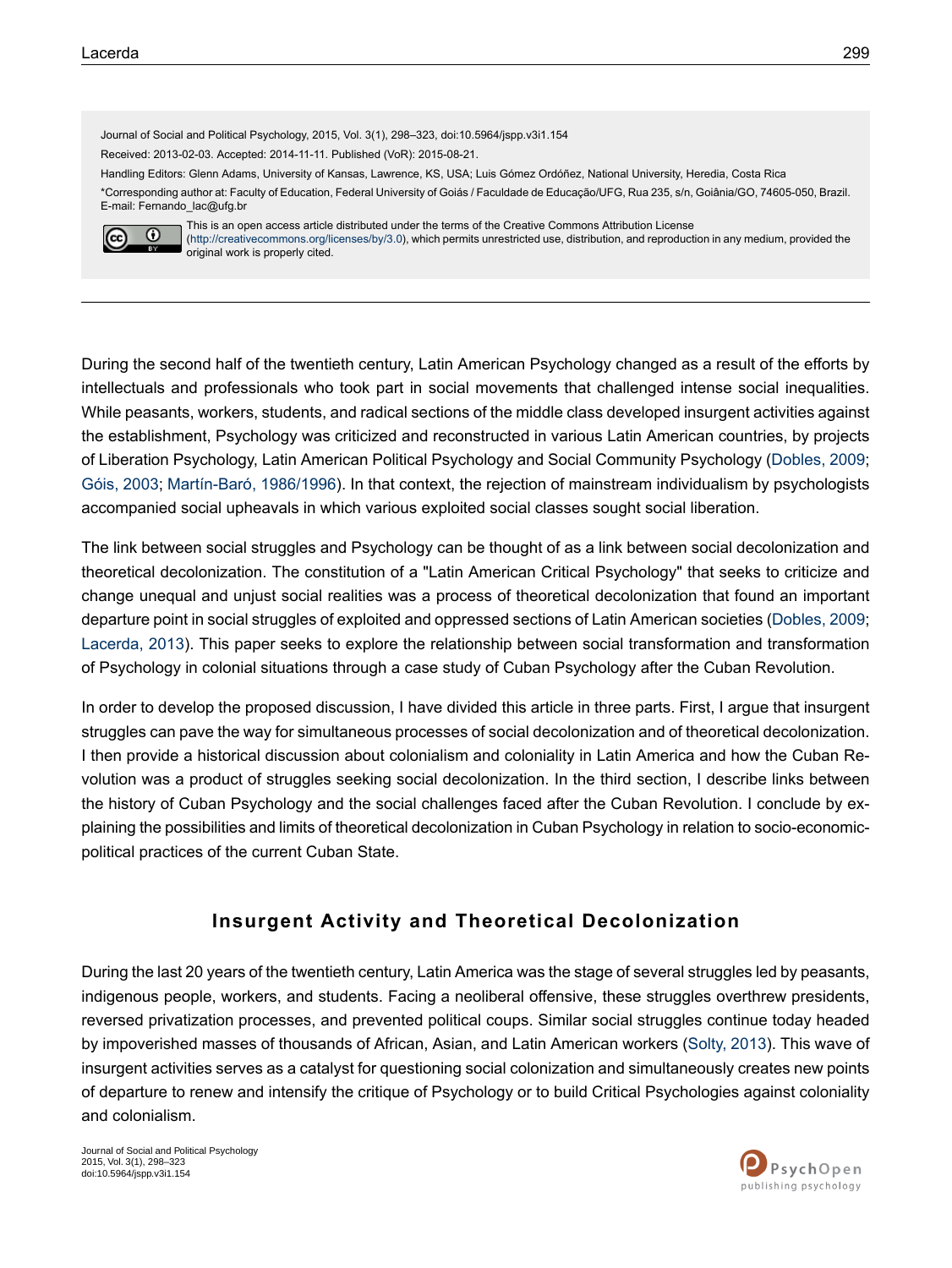Journal of Social and Political Psychology, 2015, Vol. 3(1), 298–323, doi:10.5964/jspp.v3i1.154

Received: 2013-02-03. Accepted: 2014-11-11. Published (VoR): 2015-08-21.

Handling Editors: Glenn Adams, University of Kansas, Lawrence, KS, USA; Luis Gómez Ordóñez, National University, Heredia, Costa Rica

*Corresponding author at: Faculty of Education, Federal University of Goiás / Faculdade de Educação/UFG, Rua 235, s/n, Goiânia/GO, 74605-050, Brazil. E-mail: Fernando_lac@ufg.br

This is an open access article distributed under the terms of the Creative Commons Attribution License (http://creativecommons.org/licenses/by/3.0), which permits unrestricted use, distribution, and reproduction in any medium, provided the original work is properly cited.

---

During the second half of the twentieth century, Latin American Psychology changed as a result of the efforts by intellectuals and professionals who took part in social movements that challenged intense social inequalities. While peasants, workers, students, and radical sections of the middle class developed insurgent activities against the establishment, Psychology was criticized and reconstructed in various Latin American countries, by projects of Liberation Psychology, Latin American Political Psychology and Social Community Psychology (Dobles, 2009; Góis, 2003; Martín-Baró, 1986/1996). In that context, the rejection of mainstream individualism by psychologists accompanied social upheavals in which various exploited social classes sought social liberation.

The link between social struggles and Psychology can be thought of as a link between social decolonization and theoretical decolonization. The constitution of a "Latin American Critical Psychology" that seeks to criticize and change unequal and unjust social realities was a process of theoretical decolonization that found an important departure point in social struggles of exploited and oppressed sections of Latin American societies (Dobles, 2009; Lacerda, 2013). This paper seeks to explore the relationship between social transformation and transformation of Psychology in colonial situations through a case study of Cuban Psychology after the Cuban Revolution.

In order to develop the proposed discussion, I have divided this article in three parts. First, I argue that insurgent struggles can pave the way for simultaneous processes of social decolonization and of theoretical decolonization. I then provide a historical discussion about colonialism and coloniality in Latin America and how the Cuban Revolution was a product of struggles seeking social decolonization. In the third section, I describe links between the history of Cuban Psychology and the social challenges faced after the Cuban Revolution. I conclude by explaining the possibilities and limits of theoretical decolonization in Cuban Psychology in relation to socio-economic-political practices of the current Cuban State.

## Insurgent Activity and Theoretical Decolonization

During the last 20 years of the twentieth century, Latin America was the stage of several struggles led by peasants, indigenous people, workers, and students. Facing a neoliberal offensive, these struggles overthrew presidents, reversed privatization processes, and prevented political coups. Similar social struggles continue today headed by impoverished masses of thousands of African, Asian, and Latin American workers (Solty, 2013). This wave of insurgent activities serves as a catalyst for questioning social colonization and simultaneously creates new points of departure to renew and intensify the critique of Psychology or to build Critical Psychologies against coloniality and colonialism.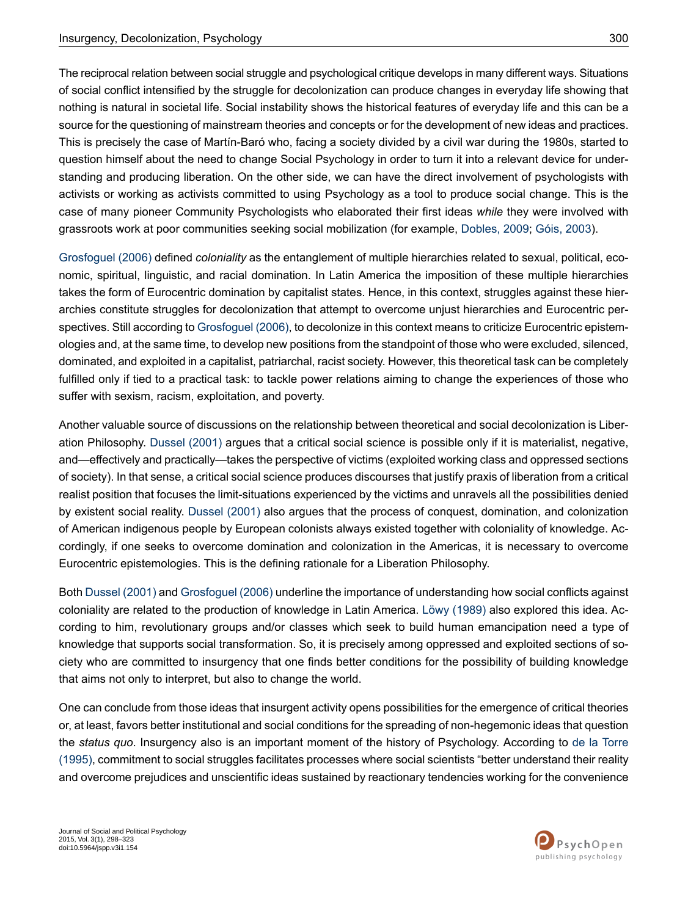The reciprocal relation between social struggle and psychological critique develops in many different ways. Situations of social conflict intensified by the struggle for decolonization can produce changes in everyday life showing that nothing is natural in societal life. Social instability shows the historical features of everyday life and this can be a source for the questioning of mainstream theories and concepts or for the development of new ideas and practices. This is precisely the case of Martín-Baró who, facing a society divided by a civil war during the 1980s, started to question himself about the need to change Social Psychology in order to turn it into a relevant device for understanding and producing liberation. On the other side, we can have the direct involvement of psychologists with activists or working as activists committed to using Psychology as a tool to produce social change. This is the case of many pioneer Community Psychologists who elaborated their first ideas *while* they were involved with grassroots work at poor communities seeking social mobilization (for example, Dobles, 2009; Góis, 2003).

Grosfoguel (2006) defined *coloniality* as the entanglement of multiple hierarchies related to sexual, political, economic, spiritual, linguistic, and racial domination. In Latin America the imposition of these multiple hierarchies takes the form of Eurocentric domination by capitalist states. Hence, in this context, struggles against these hierarchies constitute struggles for decolonization that attempt to overcome unjust hierarchies and Eurocentric perspectives. Still according to Grosfoguel (2006), to decolonize in this context means to criticize Eurocentric epistemologies and, at the same time, to develop new positions from the standpoint of those who were excluded, silenced, dominated, and exploited in a capitalist, patriarchal, racist society. However, this theoretical task can be completely fulfilled only if tied to a practical task: to tackle power relations aiming to change the experiences of those who suffer with sexism, racism, exploitation, and poverty.

Another valuable source of discussions on the relationship between theoretical and social decolonization is Liberation Philosophy. Dussel (2001) argues that a critical social science is possible only if it is materialist, negative, and—effectively and practically—takes the perspective of victims (exploited working class and oppressed sections of society). In that sense, a critical social science produces discourses that justify praxis of liberation from a critical realist position that focuses the limit-situations experienced by the victims and unravels all the possibilities denied by existent social reality. Dussel (2001) also argues that the process of conquest, domination, and colonization of American indigenous people by European colonists always existed together with coloniality of knowledge. Accordingly, if one seeks to overcome domination and colonization in the Americas, it is necessary to overcome Eurocentric epistemologies. This is the defining rationale for a Liberation Philosophy.

Both Dussel (2001) and Grosfoguel (2006) underline the importance of understanding how social conflicts against coloniality are related to the production of knowledge in Latin America. Löwy (1989) also explored this idea. According to him, revolutionary groups and/or classes which seek to build human emancipation need a type of knowledge that supports social transformation. So, it is precisely among oppressed and exploited sections of society who are committed to insurgency that one finds better conditions for the possibility of building knowledge that aims not only to interpret, but also to change the world.

One can conclude from those ideas that insurgent activity opens possibilities for the emergence of critical theories or, at least, favors better institutional and social conditions for the spreading of non-hegemonic ideas that question the *status quo*. Insurgency also is an important moment of the history of Psychology. According to de la Torre (1995), commitment to social struggles facilitates processes where social scientists "better understand their reality and overcome prejudices and unscientific ideas sustained by reactionary tendencies working for the convenience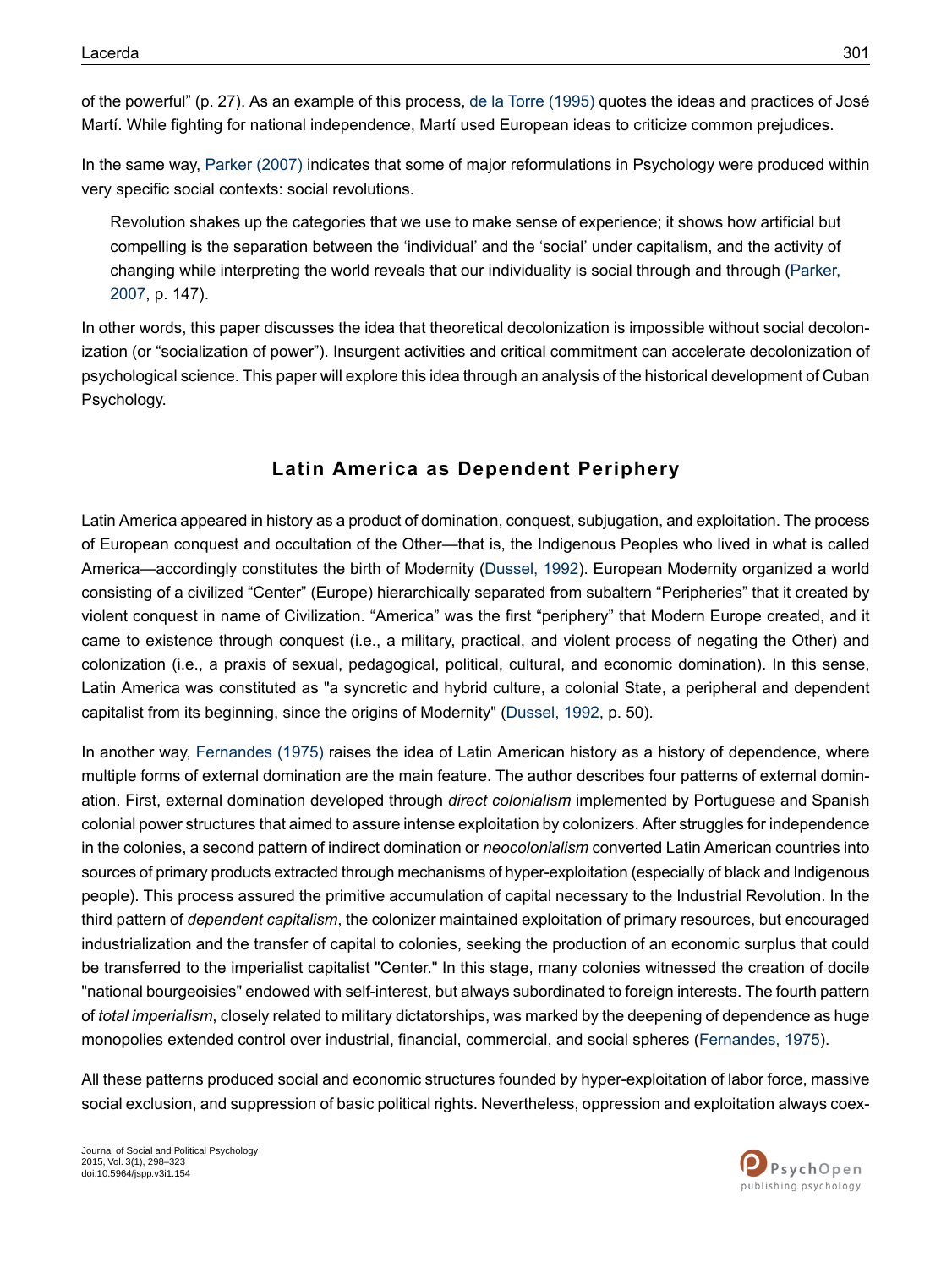of the powerful" (p. 27). As an example of this process, de la Torre (1995) quotes the ideas and practices of José Martí. While fighting for national independence, Martí used European ideas to criticize common prejudices.

In the same way, Parker (2007) indicates that some of major reformulations in Psychology were produced within very specific social contexts: social revolutions.

> Revolution shakes up the categories that we use to make sense of experience; it shows how artificial but compelling is the separation between the 'individual' and the 'social' under capitalism, and the activity of changing while interpreting the world reveals that our individuality is social through and through (Parker, 2007, p. 147).

In other words, this paper discusses the idea that theoretical decolonization is impossible without social decolonization (or "socialization of power"). Insurgent activities and critical commitment can accelerate decolonization of psychological science. This paper will explore this idea through an analysis of the historical development of Cuban Psychology.

## Latin America as Dependent Periphery

Latin America appeared in history as a product of domination, conquest, subjugation, and exploitation. The process of European conquest and occultation of the Other—that is, the Indigenous Peoples who lived in what is called America—accordingly constitutes the birth of Modernity (Dussel, 1992). European Modernity organized a world consisting of a civilized "Center" (Europe) hierarchically separated from subaltern "Peripheries" that it created by violent conquest in name of Civilization. "America" was the first "periphery" that Modern Europe created, and it came to existence through conquest (i.e., a military, practical, and violent process of negating the Other) and colonization (i.e., a praxis of sexual, pedagogical, political, cultural, and economic domination). In this sense, Latin America was constituted as "a syncretic and hybrid culture, a colonial State, a peripheral and dependent capitalist from its beginning, since the origins of Modernity" (Dussel, 1992, p. 50).

In another way, Fernandes (1975) raises the idea of Latin American history as a history of dependence, where multiple forms of external domination are the main feature. The author describes four patterns of external domination. First, external domination developed through *direct colonialism* implemented by Portuguese and Spanish colonial power structures that aimed to assure intense exploitation by colonizers. After struggles for independence in the colonies, a second pattern of indirect domination or *neocolonialism* converted Latin American countries into sources of primary products extracted through mechanisms of hyper-exploitation (especially of black and Indigenous people). This process assured the primitive accumulation of capital necessary to the Industrial Revolution. In the third pattern of *dependent capitalism*, the colonizer maintained exploitation of primary resources, but encouraged industrialization and the transfer of capital to colonies, seeking the production of an economic surplus that could be transferred to the imperialist capitalist "Center." In this stage, many colonies witnessed the creation of docile "national bourgeoisies" endowed with self-interest, but always subordinated to foreign interests. The fourth pattern of *total imperialism*, closely related to military dictatorships, was marked by the deepening of dependence as huge monopolies extended control over industrial, financial, commercial, and social spheres (Fernandes, 1975).

All these patterns produced social and economic structures founded by hyper-exploitation of labor force, massive social exclusion, and suppression of basic political rights. Nevertheless, oppression and exploitation always coex-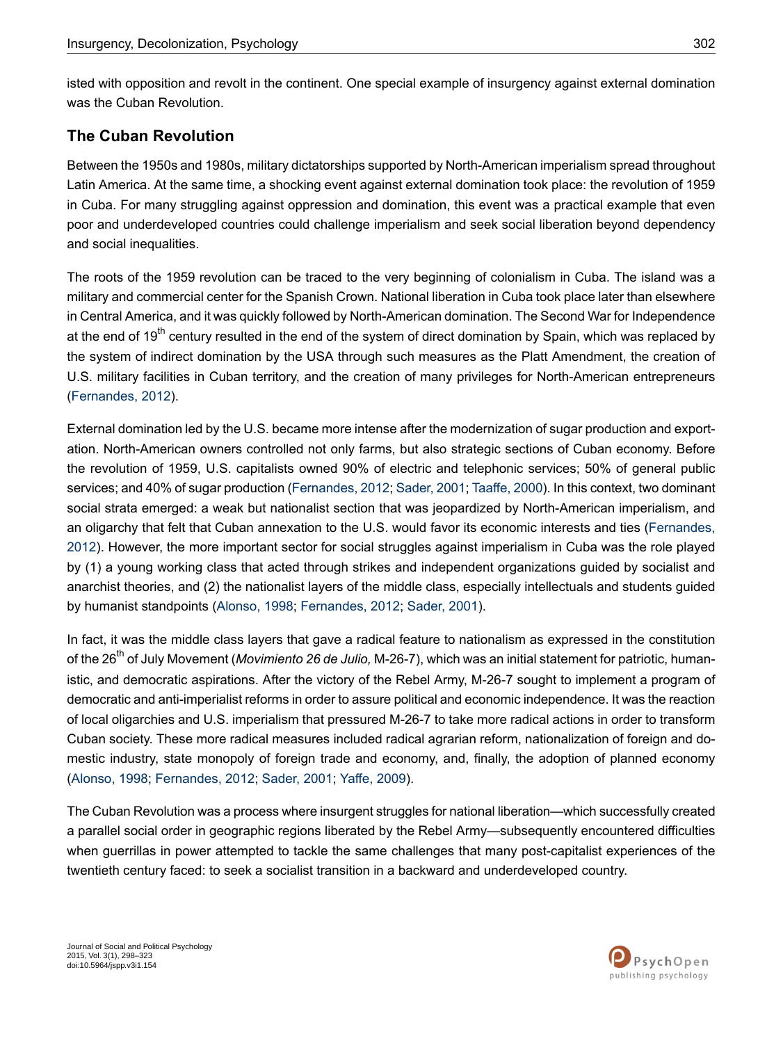isted with opposition and revolt in the continent. One special example of insurgency against external domination was the Cuban Revolution.

## The Cuban Revolution

Between the 1950s and 1980s, military dictatorships supported by North-American imperialism spread throughout Latin America. At the same time, a shocking event against external domination took place: the revolution of 1959 in Cuba. For many struggling against oppression and domination, this event was a practical example that even poor and underdeveloped countries could challenge imperialism and seek social liberation beyond dependency and social inequalities.

The roots of the 1959 revolution can be traced to the very beginning of colonialism in Cuba. The island was a military and commercial center for the Spanish Crown. National liberation in Cuba took place later than elsewhere in Central America, and it was quickly followed by North-American domination. The Second War for Independence at the end of 19th century resulted in the end of the system of direct domination by Spain, which was replaced by the system of indirect domination by the USA through such measures as the Platt Amendment, the creation of U.S. military facilities in Cuban territory, and the creation of many privileges for North-American entrepreneurs (Fernandes, 2012).

External domination led by the U.S. became more intense after the modernization of sugar production and exportation. North-American owners controlled not only farms, but also strategic sections of Cuban economy. Before the revolution of 1959, U.S. capitalists owned 90% of electric and telephonic services; 50% of general public services; and 40% of sugar production (Fernandes, 2012; Sader, 2001; Taaffe, 2000). In this context, two dominant social strata emerged: a weak but nationalist section that was jeopardized by North-American imperialism, and an oligarchy that felt that Cuban annexation to the U.S. would favor its economic interests and ties (Fernandes, 2012). However, the more important sector for social struggles against imperialism in Cuba was the role played by (1) a young working class that acted through strikes and independent organizations guided by socialist and anarchist theories, and (2) the nationalist layers of the middle class, especially intellectuals and students guided by humanist standpoints (Alonso, 1998; Fernandes, 2012; Sader, 2001).

In fact, it was the middle class layers that gave a radical feature to nationalism as expressed in the constitution of the 26th of July Movement (*Movimiento 26 de Julio,* M-26-7), which was an initial statement for patriotic, humanistic, and democratic aspirations. After the victory of the Rebel Army, M-26-7 sought to implement a program of democratic and anti-imperialist reforms in order to assure political and economic independence. It was the reaction of local oligarchies and U.S. imperialism that pressured M-26-7 to take more radical actions in order to transform Cuban society. These more radical measures included radical agrarian reform, nationalization of foreign and domestic industry, state monopoly of foreign trade and economy, and, finally, the adoption of planned economy (Alonso, 1998; Fernandes, 2012; Sader, 2001; Yaffe, 2009).

The Cuban Revolution was a process where insurgent struggles for national liberation—which successfully created a parallel social order in geographic regions liberated by the Rebel Army—subsequently encountered difficulties when guerrillas in power attempted to tackle the same challenges that many post-capitalist experiences of the twentieth century faced: to seek a socialist transition in a backward and underdeveloped country.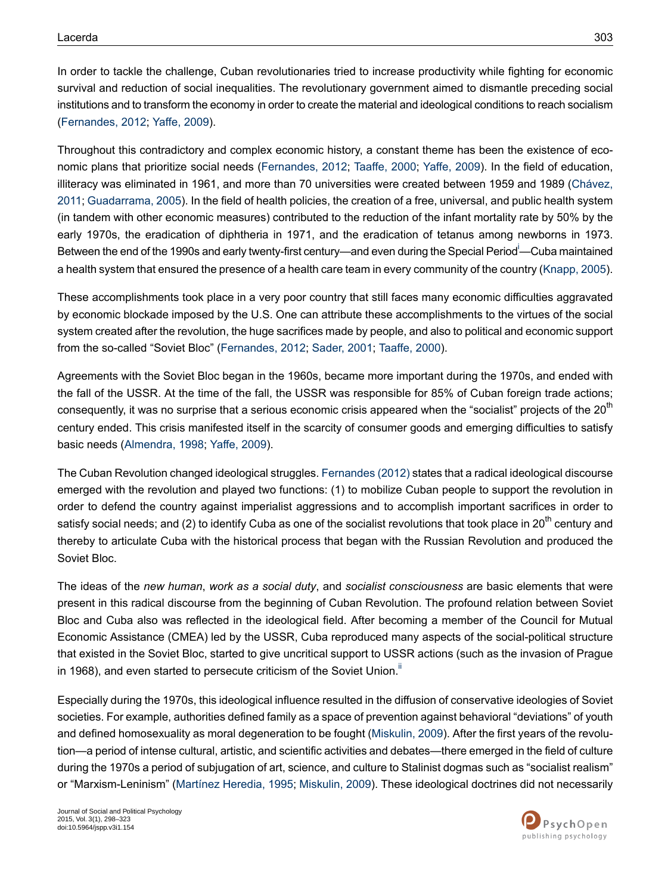In order to tackle the challenge, Cuban revolutionaries tried to increase productivity while fighting for economic survival and reduction of social inequalities. The revolutionary government aimed to dismantle preceding social institutions and to transform the economy in order to create the material and ideological conditions to reach socialism (Fernandes, 2012; Yaffe, 2009).

Throughout this contradictory and complex economic history, a constant theme has been the existence of economic plans that prioritize social needs (Fernandes, 2012; Taaffe, 2000; Yaffe, 2009). In the field of education, illiteracy was eliminated in 1961, and more than 70 universities were created between 1959 and 1989 (Chávez, 2011; Guadarrama, 2005). In the field of health policies, the creation of a free, universal, and public health system (in tandem with other economic measures) contributed to the reduction of the infant mortality rate by 50% by the early 1970s, the eradication of diphtheria in 1971, and the eradication of tetanus among newborns in 1973. Between the end of the 1990s and early twenty-first century—and even during the Special Period[i]—Cuba maintained a health system that ensured the presence of a health care team in every community of the country (Knapp, 2005).

These accomplishments took place in a very poor country that still faces many economic difficulties aggravated by economic blockade imposed by the U.S. One can attribute these accomplishments to the virtues of the social system created after the revolution, the huge sacrifices made by people, and also to political and economic support from the so-called "Soviet Bloc" (Fernandes, 2012; Sader, 2001; Taaffe, 2000).

Agreements with the Soviet Bloc began in the 1960s, became more important during the 1970s, and ended with the fall of the USSR. At the time of the fall, the USSR was responsible for 85% of Cuban foreign trade actions; consequently, it was no surprise that a serious economic crisis appeared when the "socialist" projects of the 20th century ended. This crisis manifested itself in the scarcity of consumer goods and emerging difficulties to satisfy basic needs (Almendra, 1998; Yaffe, 2009).

The Cuban Revolution changed ideological struggles. Fernandes (2012) states that a radical ideological discourse emerged with the revolution and played two functions: (1) to mobilize Cuban people to support the revolution in order to defend the country against imperialist aggressions and to accomplish important sacrifices in order to satisfy social needs; and (2) to identify Cuba as one of the socialist revolutions that took place in 20th century and thereby to articulate Cuba with the historical process that began with the Russian Revolution and produced the Soviet Bloc.

The ideas of the *new human*, *work as a social duty*, and *socialist consciousness* are basic elements that were present in this radical discourse from the beginning of Cuban Revolution. The profound relation between Soviet Bloc and Cuba also was reflected in the ideological field. After becoming a member of the Council for Mutual Economic Assistance (CMEA) led by the USSR, Cuba reproduced many aspects of the social-political structure that existed in the Soviet Bloc, started to give uncritical support to USSR actions (such as the invasion of Prague in 1968), and even started to persecute criticism of the Soviet Union.[ii]

Especially during the 1970s, this ideological influence resulted in the diffusion of conservative ideologies of Soviet societies. For example, authorities defined family as a space of prevention against behavioral "deviations" of youth and defined homosexuality as moral degeneration to be fought (Miskulin, 2009). After the first years of the revolution—a period of intense cultural, artistic, and scientific activities and debates—there emerged in the field of culture during the 1970s a period of subjugation of art, science, and culture to Stalinist dogmas such as "socialist realism" or "Marxism-Leninism" (Martínez Heredia, 1995; Miskulin, 2009). These ideological doctrines did not necessarily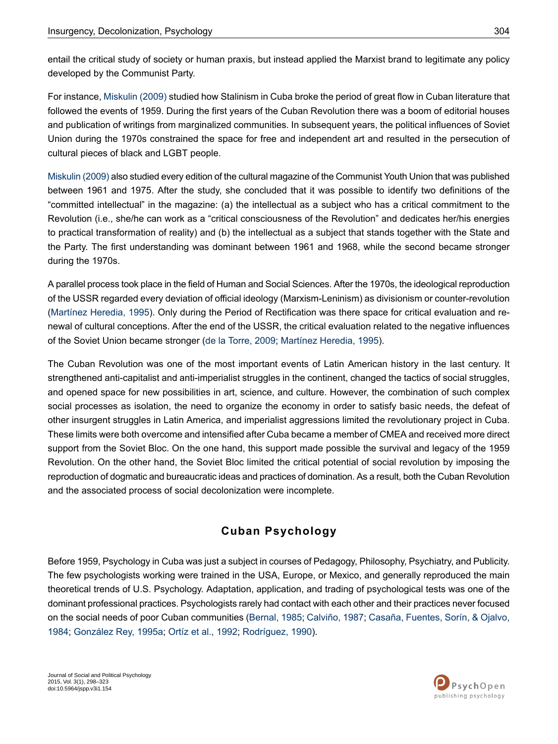entail the critical study of society or human praxis, but instead applied the Marxist brand to legitimate any policy developed by the Communist Party.

For instance, Miskulin (2009) studied how Stalinism in Cuba broke the period of great flow in Cuban literature that followed the events of 1959. During the first years of the Cuban Revolution there was a boom of editorial houses and publication of writings from marginalized communities. In subsequent years, the political influences of Soviet Union during the 1970s constrained the space for free and independent art and resulted in the persecution of cultural pieces of black and LGBT people.

Miskulin (2009) also studied every edition of the cultural magazine of the Communist Youth Union that was published between 1961 and 1975. After the study, she concluded that it was possible to identify two definitions of the "committed intellectual" in the magazine: (a) the intellectual as a subject who has a critical commitment to the Revolution (i.e., she/he can work as a "critical consciousness of the Revolution" and dedicates her/his energies to practical transformation of reality) and (b) the intellectual as a subject that stands together with the State and the Party. The first understanding was dominant between 1961 and 1968, while the second became stronger during the 1970s.

A parallel process took place in the field of Human and Social Sciences. After the 1970s, the ideological reproduction of the USSR regarded every deviation of official ideology (Marxism-Leninism) as divisionism or counter-revolution (Martínez Heredia, 1995). Only during the Period of Rectification was there space for critical evaluation and renewal of cultural conceptions. After the end of the USSR, the critical evaluation related to the negative influences of the Soviet Union became stronger (de la Torre, 2009; Martínez Heredia, 1995).

The Cuban Revolution was one of the most important events of Latin American history in the last century. It strengthened anti-capitalist and anti-imperialist struggles in the continent, changed the tactics of social struggles, and opened space for new possibilities in art, science, and culture. However, the combination of such complex social processes as isolation, the need to organize the economy in order to satisfy basic needs, the defeat of other insurgent struggles in Latin America, and imperialist aggressions limited the revolutionary project in Cuba. These limits were both overcome and intensified after Cuba became a member of CMEA and received more direct support from the Soviet Bloc. On the one hand, this support made possible the survival and legacy of the 1959 Revolution. On the other hand, the Soviet Bloc limited the critical potential of social revolution by imposing the reproduction of dogmatic and bureaucratic ideas and practices of domination. As a result, both the Cuban Revolution and the associated process of social decolonization were incomplete.

## Cuban Psychology

Before 1959, Psychology in Cuba was just a subject in courses of Pedagogy, Philosophy, Psychiatry, and Publicity. The few psychologists working were trained in the USA, Europe, or Mexico, and generally reproduced the main theoretical trends of U.S. Psychology. Adaptation, application, and trading of psychological tests was one of the dominant professional practices. Psychologists rarely had contact with each other and their practices never focused on the social needs of poor Cuban communities (Bernal, 1985; Calviño, 1987; Casaña, Fuentes, Sorín, & Ojalvo, 1984; González Rey, 1995a; Ortíz et al., 1992; Rodríguez, 1990).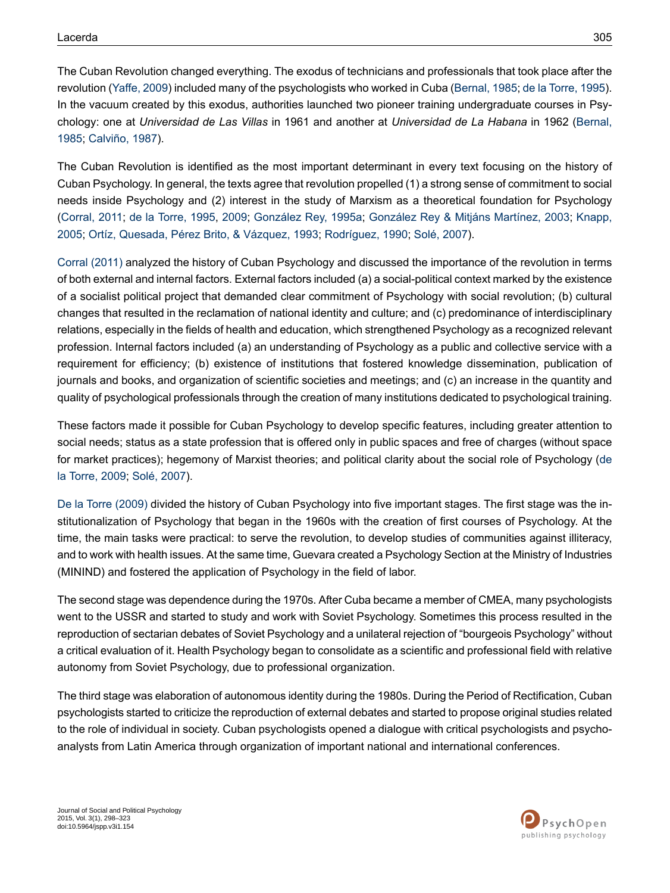The Cuban Revolution changed everything. The exodus of technicians and professionals that took place after the revolution (Yaffe, 2009) included many of the psychologists who worked in Cuba (Bernal, 1985; de la Torre, 1995). In the vacuum created by this exodus, authorities launched two pioneer training undergraduate courses in Psychology: one at *Universidad de Las Villas* in 1961 and another at *Universidad de La Habana* in 1962 (Bernal, 1985; Calviño, 1987).

The Cuban Revolution is identified as the most important determinant in every text focusing on the history of Cuban Psychology. In general, the texts agree that revolution propelled (1) a strong sense of commitment to social needs inside Psychology and (2) interest in the study of Marxism as a theoretical foundation for Psychology (Corral, 2011; de la Torre, 1995, 2009; González Rey, 1995a; González Rey & Mitjáns Martínez, 2003; Knapp, 2005; Ortíz, Quesada, Pérez Brito, & Vázquez, 1993; Rodríguez, 1990; Solé, 2007).

Corral (2011) analyzed the history of Cuban Psychology and discussed the importance of the revolution in terms of both external and internal factors. External factors included (a) a social-political context marked by the existence of a socialist political project that demanded clear commitment of Psychology with social revolution; (b) cultural changes that resulted in the reclamation of national identity and culture; and (c) predominance of interdisciplinary relations, especially in the fields of health and education, which strengthened Psychology as a recognized relevant profession. Internal factors included (a) an understanding of Psychology as a public and collective service with a requirement for efficiency; (b) existence of institutions that fostered knowledge dissemination, publication of journals and books, and organization of scientific societies and meetings; and (c) an increase in the quantity and quality of psychological professionals through the creation of many institutions dedicated to psychological training.

These factors made it possible for Cuban Psychology to develop specific features, including greater attention to social needs; status as a state profession that is offered only in public spaces and free of charges (without space for market practices); hegemony of Marxist theories; and political clarity about the social role of Psychology (de la Torre, 2009; Solé, 2007).

De la Torre (2009) divided the history of Cuban Psychology into five important stages. The first stage was the institutionalization of Psychology that began in the 1960s with the creation of first courses of Psychology. At the time, the main tasks were practical: to serve the revolution, to develop studies of communities against illiteracy, and to work with health issues. At the same time, Guevara created a Psychology Section at the Ministry of Industries (MININD) and fostered the application of Psychology in the field of labor.

The second stage was dependence during the 1970s. After Cuba became a member of CMEA, many psychologists went to the USSR and started to study and work with Soviet Psychology. Sometimes this process resulted in the reproduction of sectarian debates of Soviet Psychology and a unilateral rejection of "bourgeois Psychology" without a critical evaluation of it. Health Psychology began to consolidate as a scientific and professional field with relative autonomy from Soviet Psychology, due to professional organization.

The third stage was elaboration of autonomous identity during the 1980s. During the Period of Rectification, Cuban psychologists started to criticize the reproduction of external debates and started to propose original studies related to the role of individual in society. Cuban psychologists opened a dialogue with critical psychologists and psychoanalysts from Latin America through organization of important national and international conferences.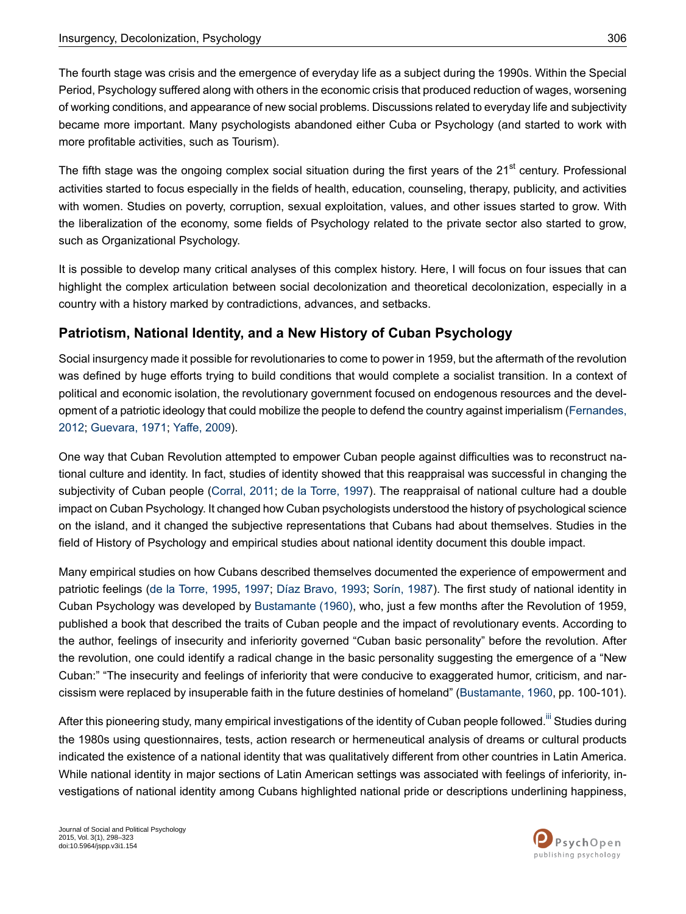The fourth stage was crisis and the emergence of everyday life as a subject during the 1990s. Within the Special Period, Psychology suffered along with others in the economic crisis that produced reduction of wages, worsening of working conditions, and appearance of new social problems. Discussions related to everyday life and subjectivity became more important. Many psychologists abandoned either Cuba or Psychology (and started to work with more profitable activities, such as Tourism).

The fifth stage was the ongoing complex social situation during the first years of the 21st century. Professional activities started to focus especially in the fields of health, education, counseling, therapy, publicity, and activities with women. Studies on poverty, corruption, sexual exploitation, values, and other issues started to grow. With the liberalization of the economy, some fields of Psychology related to the private sector also started to grow, such as Organizational Psychology.

It is possible to develop many critical analyses of this complex history. Here, I will focus on four issues that can highlight the complex articulation between social decolonization and theoretical decolonization, especially in a country with a history marked by contradictions, advances, and setbacks.

## Patriotism, National Identity, and a New History of Cuban Psychology

Social insurgency made it possible for revolutionaries to come to power in 1959, but the aftermath of the revolution was defined by huge efforts trying to build conditions that would complete a socialist transition. In a context of political and economic isolation, the revolutionary government focused on endogenous resources and the development of a patriotic ideology that could mobilize the people to defend the country against imperialism (Fernandes, 2012; Guevara, 1971; Yaffe, 2009).

One way that Cuban Revolution attempted to empower Cuban people against difficulties was to reconstruct national culture and identity. In fact, studies of identity showed that this reappraisal was successful in changing the subjectivity of Cuban people (Corral, 2011; de la Torre, 1997). The reappraisal of national culture had a double impact on Cuban Psychology. It changed how Cuban psychologists understood the history of psychological science on the island, and it changed the subjective representations that Cubans had about themselves. Studies in the field of History of Psychology and empirical studies about national identity document this double impact.

Many empirical studies on how Cubans described themselves documented the experience of empowerment and patriotic feelings (de la Torre, 1995, 1997; Díaz Bravo, 1993; Sorín, 1987). The first study of national identity in Cuban Psychology was developed by Bustamante (1960), who, just a few months after the Revolution of 1959, published a book that described the traits of Cuban people and the impact of revolutionary events. According to the author, feelings of insecurity and inferiority governed "Cuban basic personality" before the revolution. After the revolution, one could identify a radical change in the basic personality suggesting the emergence of a "New Cuban:" "The insecurity and feelings of inferiority that were conducive to exaggerated humor, criticism, and narcissism were replaced by insuperable faith in the future destinies of homeland" (Bustamante, 1960, pp. 100-101).

After this pioneering study, many empirical investigations of the identity of Cuban people followed.[iii] Studies during the 1980s using questionnaires, tests, action research or hermeneutical analysis of dreams or cultural products indicated the existence of a national identity that was qualitatively different from other countries in Latin America. While national identity in major sections of Latin American settings was associated with feelings of inferiority, investigations of national identity among Cubans highlighted national pride or descriptions underlining happiness,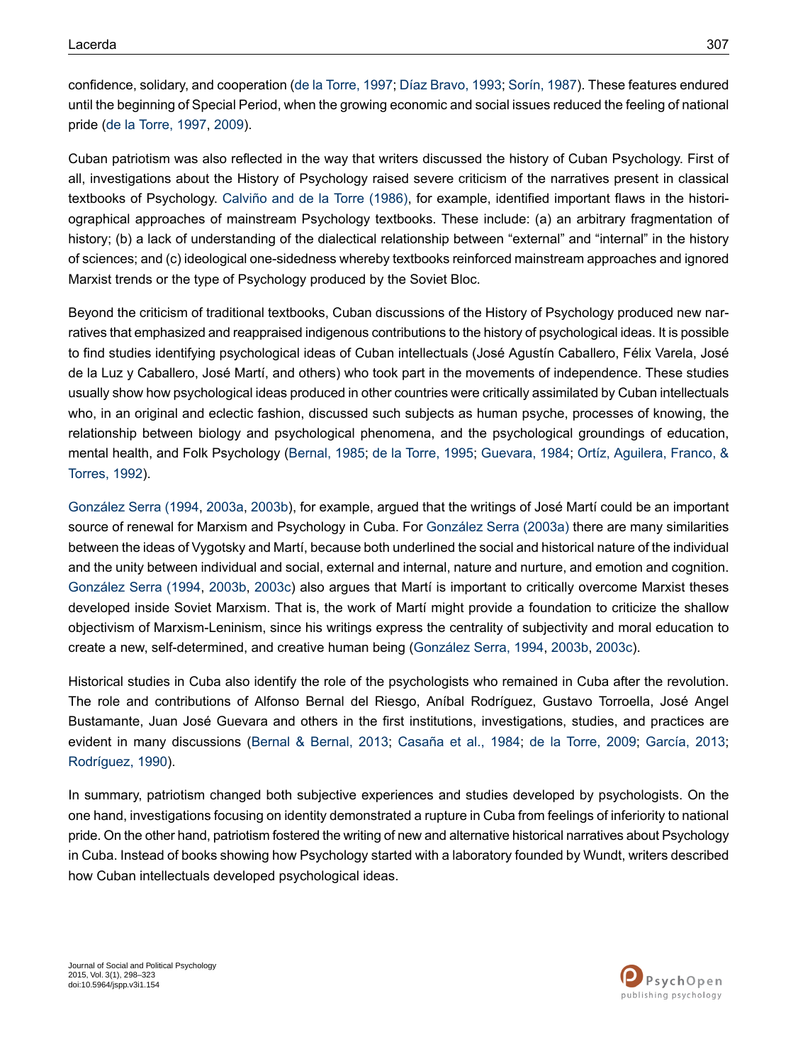confidence, solidary, and cooperation (de la Torre, 1997; Díaz Bravo, 1993; Sorín, 1987). These features endured until the beginning of Special Period, when the growing economic and social issues reduced the feeling of national pride (de la Torre, 1997, 2009).

Cuban patriotism was also reflected in the way that writers discussed the history of Cuban Psychology. First of all, investigations about the History of Psychology raised severe criticism of the narratives present in classical textbooks of Psychology. Calviño and de la Torre (1986), for example, identified important flaws in the historiographical approaches of mainstream Psychology textbooks. These include: (a) an arbitrary fragmentation of history; (b) a lack of understanding of the dialectical relationship between "external" and "internal" in the history of sciences; and (c) ideological one-sidedness whereby textbooks reinforced mainstream approaches and ignored Marxist trends or the type of Psychology produced by the Soviet Bloc.

Beyond the criticism of traditional textbooks, Cuban discussions of the History of Psychology produced new narratives that emphasized and reappraised indigenous contributions to the history of psychological ideas. It is possible to find studies identifying psychological ideas of Cuban intellectuals (José Agustín Caballero, Félix Varela, José de la Luz y Caballero, José Martí, and others) who took part in the movements of independence. These studies usually show how psychological ideas produced in other countries were critically assimilated by Cuban intellectuals who, in an original and eclectic fashion, discussed such subjects as human psyche, processes of knowing, the relationship between biology and psychological phenomena, and the psychological groundings of education, mental health, and Folk Psychology (Bernal, 1985; de la Torre, 1995; Guevara, 1984; Ortíz, Aguilera, Franco, & Torres, 1992).

González Serra (1994, 2003a, 2003b), for example, argued that the writings of José Martí could be an important source of renewal for Marxism and Psychology in Cuba. For González Serra (2003a) there are many similarities between the ideas of Vygotsky and Martí, because both underlined the social and historical nature of the individual and the unity between individual and social, external and internal, nature and nurture, and emotion and cognition. González Serra (1994, 2003b, 2003c) also argues that Martí is important to critically overcome Marxist theses developed inside Soviet Marxism. That is, the work of Martí might provide a foundation to criticize the shallow objectivism of Marxism-Leninism, since his writings express the centrality of subjectivity and moral education to create a new, self-determined, and creative human being (González Serra, 1994, 2003b, 2003c).

Historical studies in Cuba also identify the role of the psychologists who remained in Cuba after the revolution. The role and contributions of Alfonso Bernal del Riesgo, Aníbal Rodríguez, Gustavo Torroella, José Angel Bustamante, Juan José Guevara and others in the first institutions, investigations, studies, and practices are evident in many discussions (Bernal & Bernal, 2013; Casaña et al., 1984; de la Torre, 2009; García, 2013; Rodríguez, 1990).

In summary, patriotism changed both subjective experiences and studies developed by psychologists. On the one hand, investigations focusing on identity demonstrated a rupture in Cuba from feelings of inferiority to national pride. On the other hand, patriotism fostered the writing of new and alternative historical narratives about Psychology in Cuba. Instead of books showing how Psychology started with a laboratory founded by Wundt, writers described how Cuban intellectuals developed psychological ideas.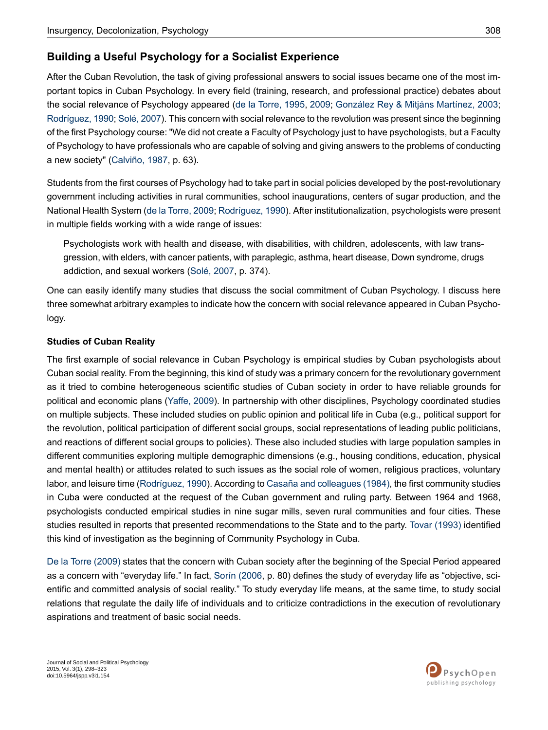## Building a Useful Psychology for a Socialist Experience

After the Cuban Revolution, the task of giving professional answers to social issues became one of the most important topics in Cuban Psychology. In every field (training, research, and professional practice) debates about the social relevance of Psychology appeared (de la Torre, 1995, 2009; González Rey & Mitjáns Martínez, 2003; Rodríguez, 1990; Solé, 2007). This concern with social relevance to the revolution was present since the beginning of the first Psychology course: "We did not create a Faculty of Psychology just to have psychologists, but a Faculty of Psychology to have professionals who are capable of solving and giving answers to the problems of conducting a new society" (Calviño, 1987, p. 63).

Students from the first courses of Psychology had to take part in social policies developed by the post-revolutionary government including activities in rural communities, school inaugurations, centers of sugar production, and the National Health System (de la Torre, 2009; Rodríguez, 1990). After institutionalization, psychologists were present in multiple fields working with a wide range of issues:

> Psychologists work with health and disease, with disabilities, with children, adolescents, with law transgression, with elders, with cancer patients, with paraplegic, asthma, heart disease, Down syndrome, drugs addiction, and sexual workers (Solé, 2007, p. 374).

One can easily identify many studies that discuss the social commitment of Cuban Psychology. I discuss here three somewhat arbitrary examples to indicate how the concern with social relevance appeared in Cuban Psychology.

### Studies of Cuban Reality

The first example of social relevance in Cuban Psychology is empirical studies by Cuban psychologists about Cuban social reality. From the beginning, this kind of study was a primary concern for the revolutionary government as it tried to combine heterogeneous scientific studies of Cuban society in order to have reliable grounds for political and economic plans (Yaffe, 2009). In partnership with other disciplines, Psychology coordinated studies on multiple subjects. These included studies on public opinion and political life in Cuba (e.g., political support for the revolution, political participation of different social groups, social representations of leading public politicians, and reactions of different social groups to policies). These also included studies with large population samples in different communities exploring multiple demographic dimensions (e.g., housing conditions, education, physical and mental health) or attitudes related to such issues as the social role of women, religious practices, voluntary labor, and leisure time (Rodríguez, 1990). According to Casaña and colleagues (1984), the first community studies in Cuba were conducted at the request of the Cuban government and ruling party. Between 1964 and 1968, psychologists conducted empirical studies in nine sugar mills, seven rural communities and four cities. These studies resulted in reports that presented recommendations to the State and to the party. Tovar (1993) identified this kind of investigation as the beginning of Community Psychology in Cuba.

De la Torre (2009) states that the concern with Cuban society after the beginning of the Special Period appeared as a concern with "everyday life." In fact, Sorín (2006, p. 80) defines the study of everyday life as "objective, scientific and committed analysis of social reality." To study everyday life means, at the same time, to study social relations that regulate the daily life of individuals and to criticize contradictions in the execution of revolutionary aspirations and treatment of basic social needs.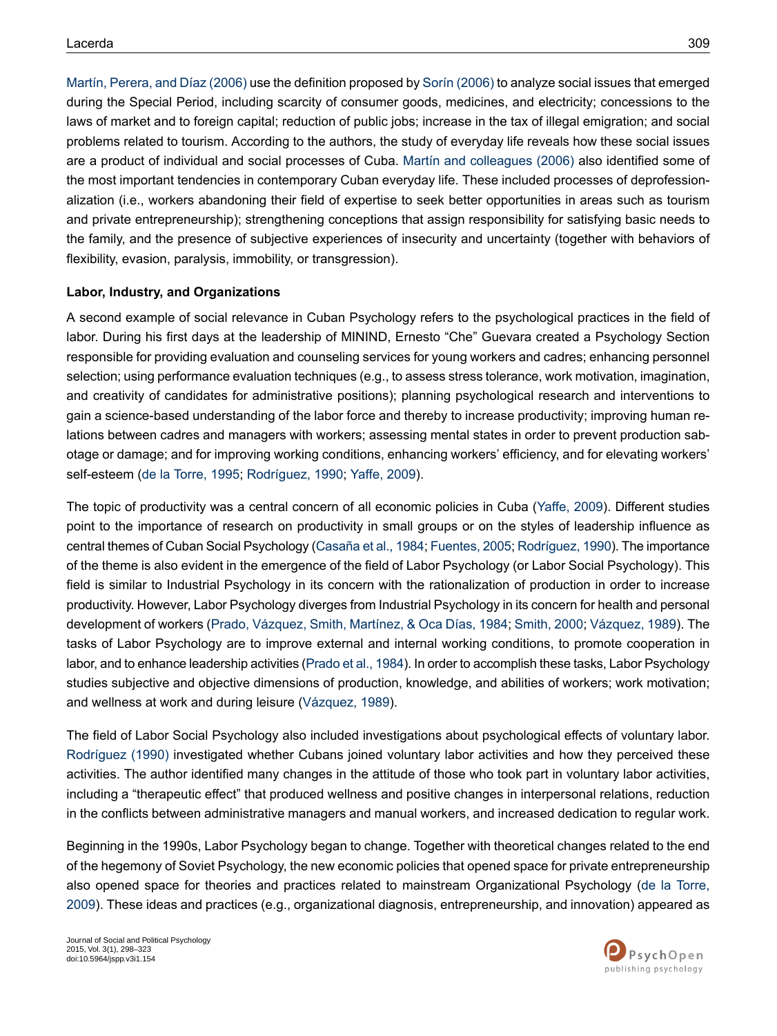Martín, Perera, and Díaz (2006) use the definition proposed by Sorín (2006) to analyze social issues that emerged during the Special Period, including scarcity of consumer goods, medicines, and electricity; concessions to the laws of market and to foreign capital; reduction of public jobs; increase in the tax of illegal emigration; and social problems related to tourism. According to the authors, the study of everyday life reveals how these social issues are a product of individual and social processes of Cuba. Martín and colleagues (2006) also identified some of the most important tendencies in contemporary Cuban everyday life. These included processes of deprofessionalization (i.e., workers abandoning their field of expertise to seek better opportunities in areas such as tourism and private entrepreneurship); strengthening conceptions that assign responsibility for satisfying basic needs to the family, and the presence of subjective experiences of insecurity and uncertainty (together with behaviors of flexibility, evasion, paralysis, immobility, or transgression).

**Labor, Industry, and Organizations**

A second example of social relevance in Cuban Psychology refers to the psychological practices in the field of labor. During his first days at the leadership of MININD, Ernesto "Che" Guevara created a Psychology Section responsible for providing evaluation and counseling services for young workers and cadres; enhancing personnel selection; using performance evaluation techniques (e.g., to assess stress tolerance, work motivation, imagination, and creativity of candidates for administrative positions); planning psychological research and interventions to gain a science-based understanding of the labor force and thereby to increase productivity; improving human relations between cadres and managers with workers; assessing mental states in order to prevent production sabotage or damage; and for improving working conditions, enhancing workers' efficiency, and for elevating workers' self-esteem (de la Torre, 1995; Rodríguez, 1990; Yaffe, 2009).

The topic of productivity was a central concern of all economic policies in Cuba (Yaffe, 2009). Different studies point to the importance of research on productivity in small groups or on the styles of leadership influence as central themes of Cuban Social Psychology (Casaña et al., 1984; Fuentes, 2005; Rodríguez, 1990). The importance of the theme is also evident in the emergence of the field of Labor Psychology (or Labor Social Psychology). This field is similar to Industrial Psychology in its concern with the rationalization of production in order to increase productivity. However, Labor Psychology diverges from Industrial Psychology in its concern for health and personal development of workers (Prado, Vázquez, Smith, Martínez, & Oca Días, 1984; Smith, 2000; Vázquez, 1989). The tasks of Labor Psychology are to improve external and internal working conditions, to promote cooperation in labor, and to enhance leadership activities (Prado et al., 1984). In order to accomplish these tasks, Labor Psychology studies subjective and objective dimensions of production, knowledge, and abilities of workers; work motivation; and wellness at work and during leisure (Vázquez, 1989).

The field of Labor Social Psychology also included investigations about psychological effects of voluntary labor. Rodríguez (1990) investigated whether Cubans joined voluntary labor activities and how they perceived these activities. The author identified many changes in the attitude of those who took part in voluntary labor activities, including a "therapeutic effect" that produced wellness and positive changes in interpersonal relations, reduction in the conflicts between administrative managers and manual workers, and increased dedication to regular work.

Beginning in the 1990s, Labor Psychology began to change. Together with theoretical changes related to the end of the hegemony of Soviet Psychology, the new economic policies that opened space for private entrepreneurship also opened space for theories and practices related to mainstream Organizational Psychology (de la Torre, 2009). These ideas and practices (e.g., organizational diagnosis, entrepreneurship, and innovation) appeared as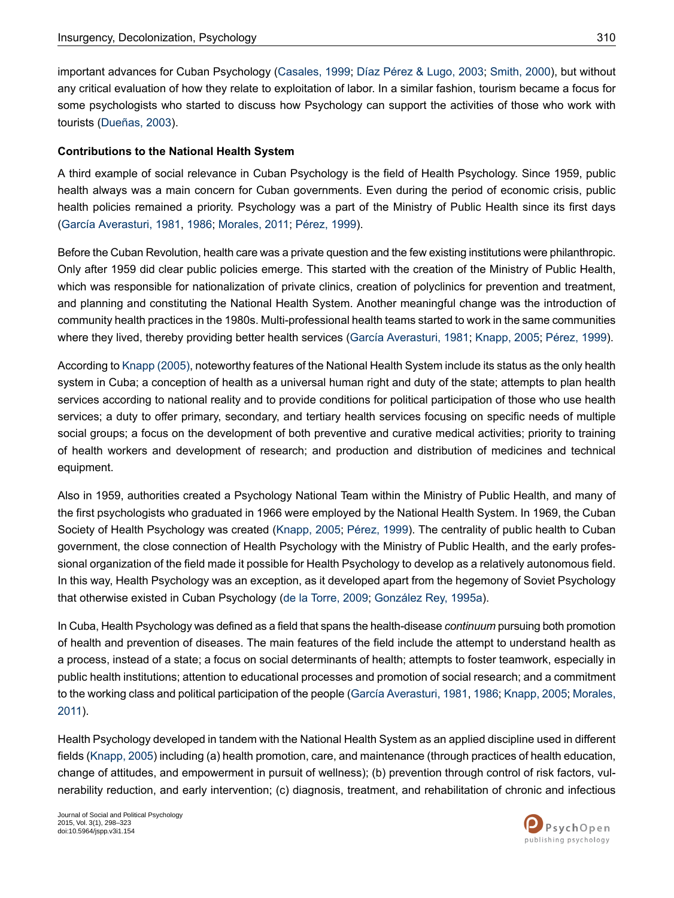important advances for Cuban Psychology (Casales, 1999; Díaz Pérez & Lugo, 2003; Smith, 2000), but without any critical evaluation of how they relate to exploitation of labor. In a similar fashion, tourism became a focus for some psychologists who started to discuss how Psychology can support the activities of those who work with tourists (Dueñas, 2003).

### Contributions to the National Health System

A third example of social relevance in Cuban Psychology is the field of Health Psychology. Since 1959, public health always was a main concern for Cuban governments. Even during the period of economic crisis, public health policies remained a priority. Psychology was a part of the Ministry of Public Health since its first days (García Averasturi, 1981, 1986; Morales, 2011; Pérez, 1999).

Before the Cuban Revolution, health care was a private question and the few existing institutions were philanthropic. Only after 1959 did clear public policies emerge. This started with the creation of the Ministry of Public Health, which was responsible for nationalization of private clinics, creation of polyclinics for prevention and treatment, and planning and constituting the National Health System. Another meaningful change was the introduction of community health practices in the 1980s. Multi-professional health teams started to work in the same communities where they lived, thereby providing better health services (García Averasturi, 1981; Knapp, 2005; Pérez, 1999).

According to Knapp (2005), noteworthy features of the National Health System include its status as the only health system in Cuba; a conception of health as a universal human right and duty of the state; attempts to plan health services according to national reality and to provide conditions for political participation of those who use health services; a duty to offer primary, secondary, and tertiary health services focusing on specific needs of multiple social groups; a focus on the development of both preventive and curative medical activities; priority to training of health workers and development of research; and production and distribution of medicines and technical equipment.

Also in 1959, authorities created a Psychology National Team within the Ministry of Public Health, and many of the first psychologists who graduated in 1966 were employed by the National Health System. In 1969, the Cuban Society of Health Psychology was created (Knapp, 2005; Pérez, 1999). The centrality of public health to Cuban government, the close connection of Health Psychology with the Ministry of Public Health, and the early professional organization of the field made it possible for Health Psychology to develop as a relatively autonomous field. In this way, Health Psychology was an exception, as it developed apart from the hegemony of Soviet Psychology that otherwise existed in Cuban Psychology (de la Torre, 2009; González Rey, 1995a).

In Cuba, Health Psychology was defined as a field that spans the health-disease *continuum* pursuing both promotion of health and prevention of diseases. The main features of the field include the attempt to understand health as a process, instead of a state; a focus on social determinants of health; attempts to foster teamwork, especially in public health institutions; attention to educational processes and promotion of social research; and a commitment to the working class and political participation of the people (García Averasturi, 1981, 1986; Knapp, 2005; Morales, 2011).

Health Psychology developed in tandem with the National Health System as an applied discipline used in different fields (Knapp, 2005) including (a) health promotion, care, and maintenance (through practices of health education, change of attitudes, and empowerment in pursuit of wellness); (b) prevention through control of risk factors, vulnerability reduction, and early intervention; (c) diagnosis, treatment, and rehabilitation of chronic and infectious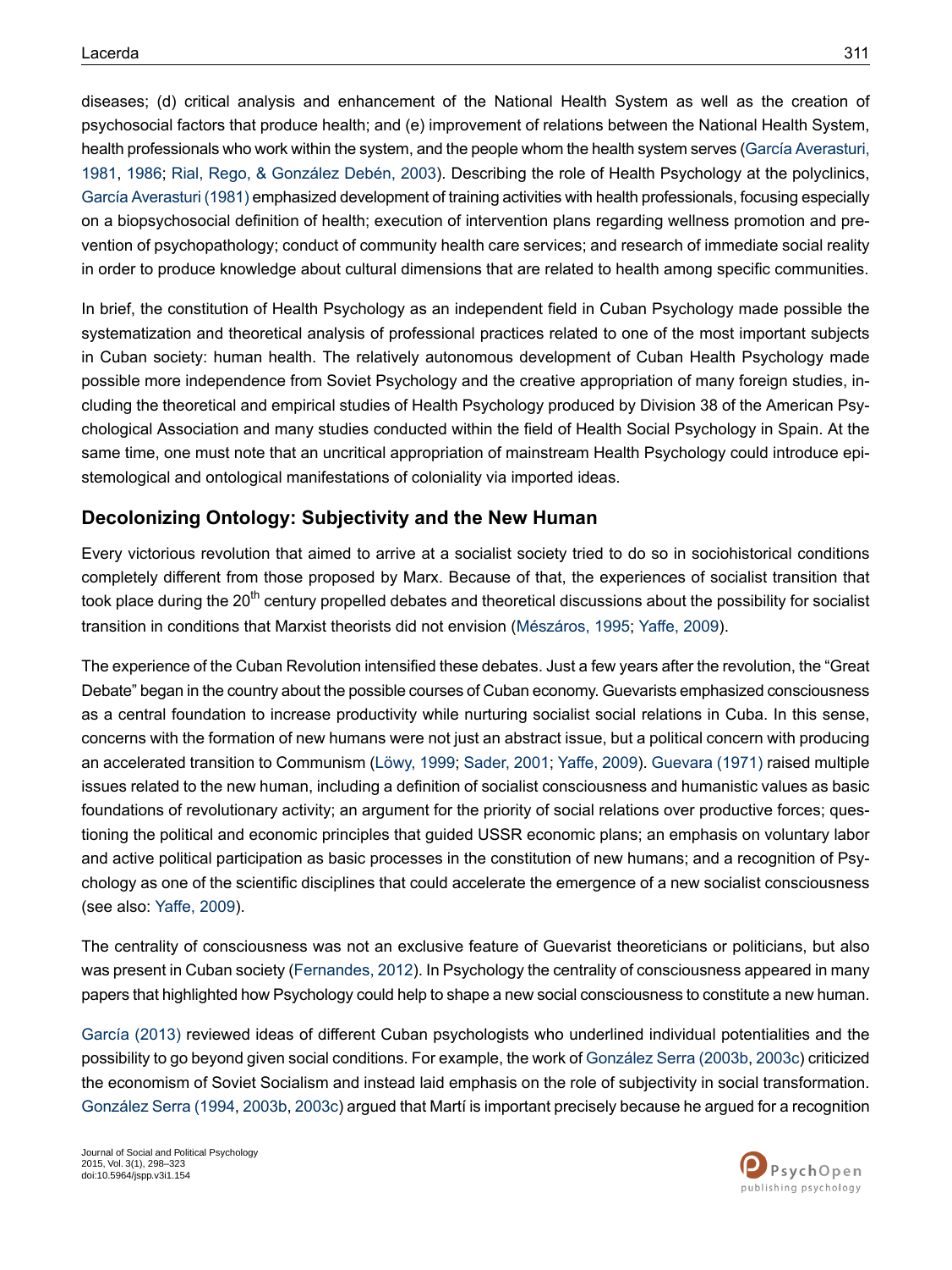diseases; (d) critical analysis and enhancement of the National Health System as well as the creation of psychosocial factors that produce health; and (e) improvement of relations between the National Health System, health professionals who work within the system, and the people whom the health system serves (García Averasturi, 1981, 1986; Rial, Rego, & González Debén, 2003). Describing the role of Health Psychology at the polyclinics, García Averasturi (1981) emphasized development of training activities with health professionals, focusing especially on a biopsychosocial definition of health; execution of intervention plans regarding wellness promotion and prevention of psychopathology; conduct of community health care services; and research of immediate social reality in order to produce knowledge about cultural dimensions that are related to health among specific communities.

In brief, the constitution of Health Psychology as an independent field in Cuban Psychology made possible the systematization and theoretical analysis of professional practices related to one of the most important subjects in Cuban society: human health. The relatively autonomous development of Cuban Health Psychology made possible more independence from Soviet Psychology and the creative appropriation of many foreign studies, including the theoretical and empirical studies of Health Psychology produced by Division 38 of the American Psychological Association and many studies conducted within the field of Health Social Psychology in Spain. At the same time, one must note that an uncritical appropriation of mainstream Health Psychology could introduce epistemological and ontological manifestations of coloniality via imported ideas.

## Decolonizing Ontology: Subjectivity and the New Human

Every victorious revolution that aimed to arrive at a socialist society tried to do so in sociohistorical conditions completely different from those proposed by Marx. Because of that, the experiences of socialist transition that took place during the 20th century propelled debates and theoretical discussions about the possibility for socialist transition in conditions that Marxist theorists did not envision (Mészáros, 1995; Yaffe, 2009).

The experience of the Cuban Revolution intensified these debates. Just a few years after the revolution, the "Great Debate" began in the country about the possible courses of Cuban economy. Guevarists emphasized consciousness as a central foundation to increase productivity while nurturing socialist social relations in Cuba. In this sense, concerns with the formation of new humans were not just an abstract issue, but a political concern with producing an accelerated transition to Communism (Löwy, 1999; Sader, 2001; Yaffe, 2009). Guevara (1971) raised multiple issues related to the new human, including a definition of socialist consciousness and humanistic values as basic foundations of revolutionary activity; an argument for the priority of social relations over productive forces; questioning the political and economic principles that guided USSR economic plans; an emphasis on voluntary labor and active political participation as basic processes in the constitution of new humans; and a recognition of Psychology as one of the scientific disciplines that could accelerate the emergence of a new socialist consciousness (see also: Yaffe, 2009).

The centrality of consciousness was not an exclusive feature of Guevarist theoreticians or politicians, but also was present in Cuban society (Fernandes, 2012). In Psychology the centrality of consciousness appeared in many papers that highlighted how Psychology could help to shape a new social consciousness to constitute a new human.

García (2013) reviewed ideas of different Cuban psychologists who underlined individual potentialities and the possibility to go beyond given social conditions. For example, the work of González Serra (2003b, 2003c) criticized the economism of Soviet Socialism and instead laid emphasis on the role of subjectivity in social transformation. González Serra (1994, 2003b, 2003c) argued that Martí is important precisely because he argued for a recognition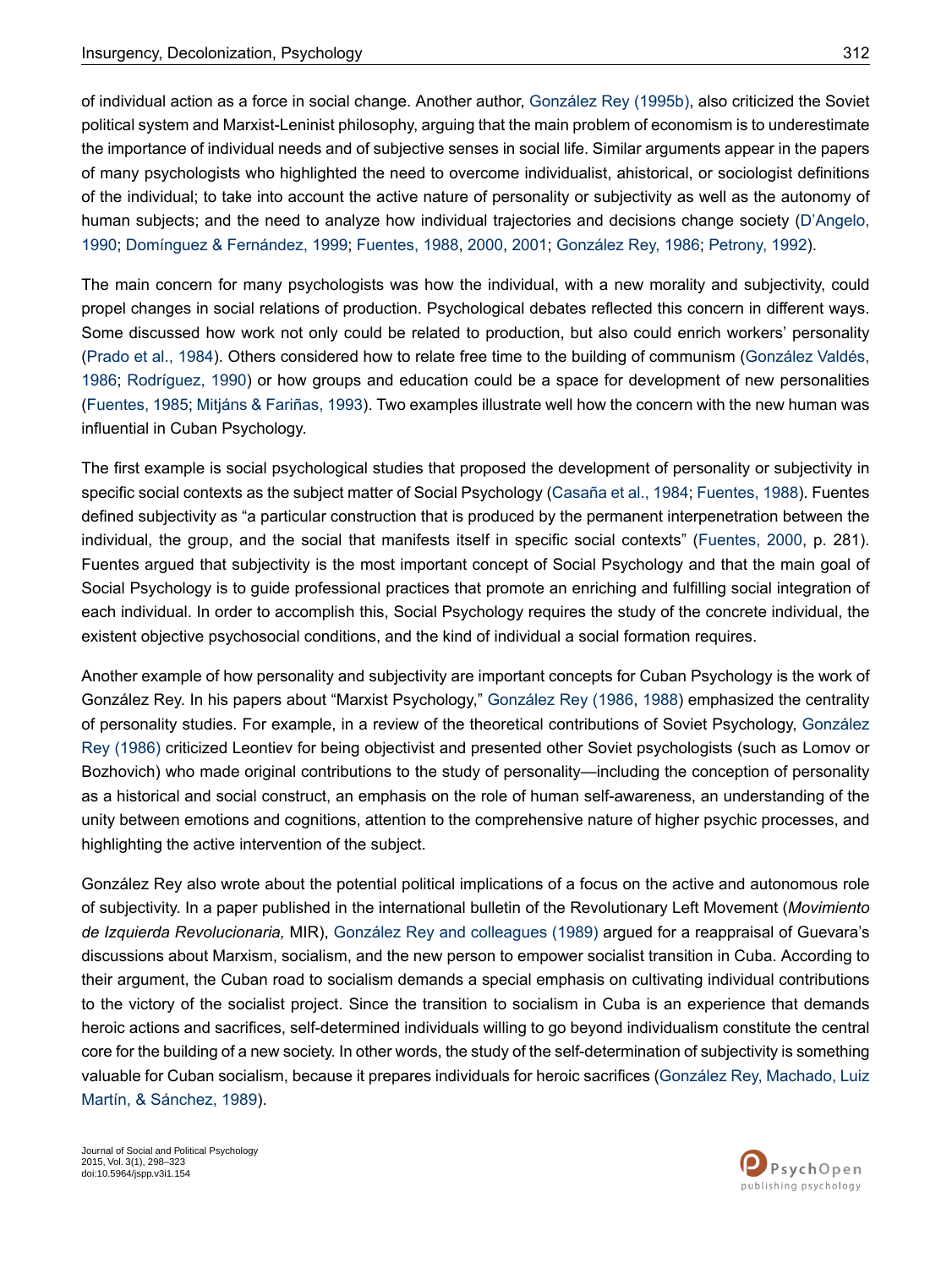of individual action as a force in social change. Another author, González Rey (1995b), also criticized the Soviet political system and Marxist-Leninist philosophy, arguing that the main problem of economism is to underestimate the importance of individual needs and of subjective senses in social life. Similar arguments appear in the papers of many psychologists who highlighted the need to overcome individualist, ahistorical, or sociologist definitions of the individual; to take into account the active nature of personality or subjectivity as well as the autonomy of human subjects; and the need to analyze how individual trajectories and decisions change society (D'Angelo, 1990; Domínguez & Fernández, 1999; Fuentes, 1988, 2000, 2001; González Rey, 1986; Petrony, 1992).

The main concern for many psychologists was how the individual, with a new morality and subjectivity, could propel changes in social relations of production. Psychological debates reflected this concern in different ways. Some discussed how work not only could be related to production, but also could enrich workers' personality (Prado et al., 1984). Others considered how to relate free time to the building of communism (González Valdés, 1986; Rodríguez, 1990) or how groups and education could be a space for development of new personalities (Fuentes, 1985; Mitjáns & Fariñas, 1993). Two examples illustrate well how the concern with the new human was influential in Cuban Psychology.

The first example is social psychological studies that proposed the development of personality or subjectivity in specific social contexts as the subject matter of Social Psychology (Casaña et al., 1984; Fuentes, 1988). Fuentes defined subjectivity as "a particular construction that is produced by the permanent interpenetration between the individual, the group, and the social that manifests itself in specific social contexts" (Fuentes, 2000, p. 281). Fuentes argued that subjectivity is the most important concept of Social Psychology and that the main goal of Social Psychology is to guide professional practices that promote an enriching and fulfilling social integration of each individual. In order to accomplish this, Social Psychology requires the study of the concrete individual, the existent objective psychosocial conditions, and the kind of individual a social formation requires.

Another example of how personality and subjectivity are important concepts for Cuban Psychology is the work of González Rey. In his papers about "Marxist Psychology," González Rey (1986, 1988) emphasized the centrality of personality studies. For example, in a review of the theoretical contributions of Soviet Psychology, González Rey (1986) criticized Leontiev for being objectivist and presented other Soviet psychologists (such as Lomov or Bozhovich) who made original contributions to the study of personality—including the conception of personality as a historical and social construct, an emphasis on the role of human self-awareness, an understanding of the unity between emotions and cognitions, attention to the comprehensive nature of higher psychic processes, and highlighting the active intervention of the subject.

González Rey also wrote about the potential political implications of a focus on the active and autonomous role of subjectivity. In a paper published in the international bulletin of the Revolutionary Left Movement (*Movimiento de Izquierda Revolucionaria,* MIR), González Rey and colleagues (1989) argued for a reappraisal of Guevara's discussions about Marxism, socialism, and the new person to empower socialist transition in Cuba. According to their argument, the Cuban road to socialism demands a special emphasis on cultivating individual contributions to the victory of the socialist project. Since the transition to socialism in Cuba is an experience that demands heroic actions and sacrifices, self-determined individuals willing to go beyond individualism constitute the central core for the building of a new society. In other words, the study of the self-determination of subjectivity is something valuable for Cuban socialism, because it prepares individuals for heroic sacrifices (González Rey, Machado, Luiz Martín, & Sánchez, 1989).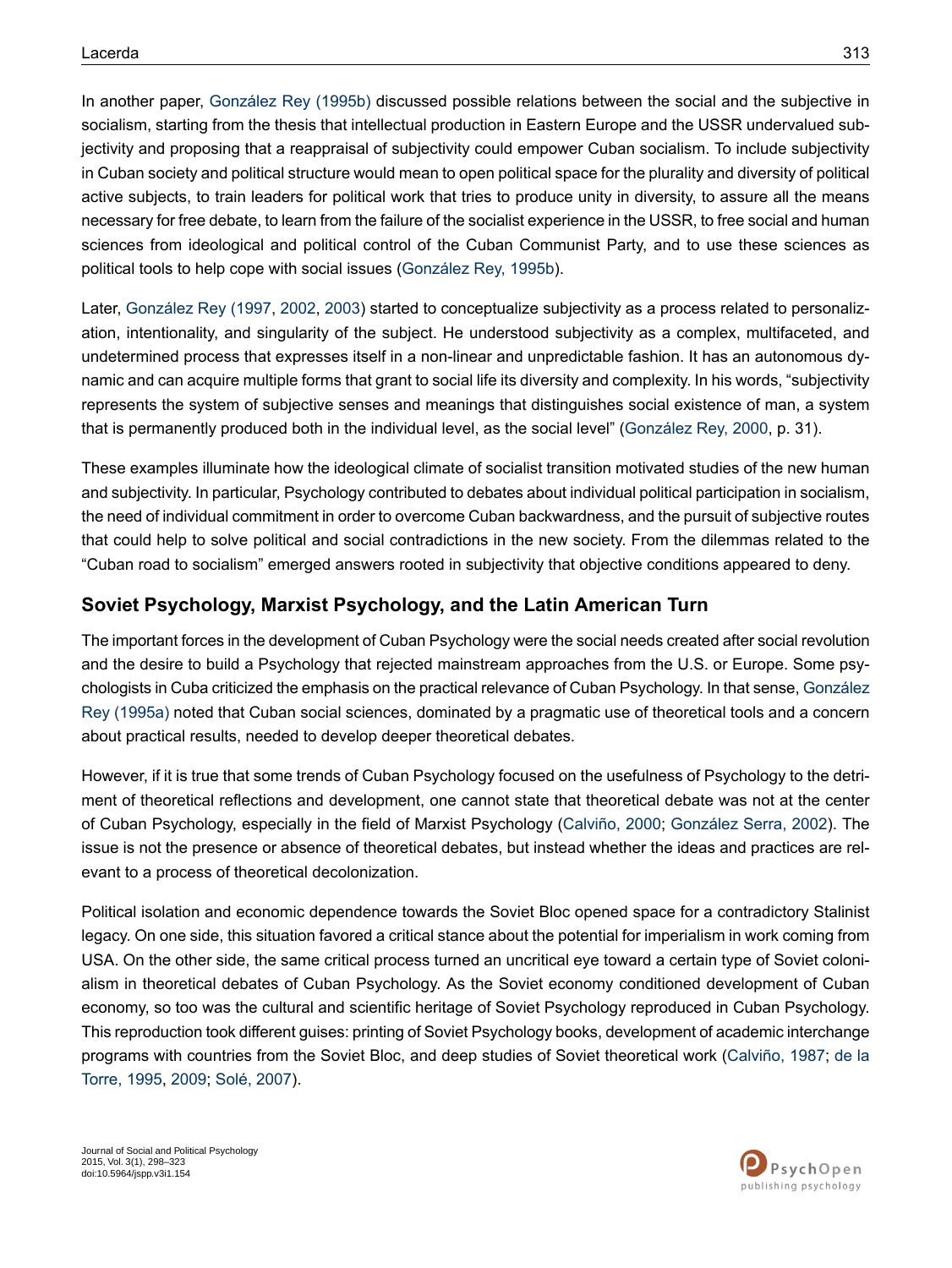In another paper, González Rey (1995b) discussed possible relations between the social and the subjective in socialism, starting from the thesis that intellectual production in Eastern Europe and the USSR undervalued subjectivity and proposing that a reappraisal of subjectivity could empower Cuban socialism. To include subjectivity in Cuban society and political structure would mean to open political space for the plurality and diversity of political active subjects, to train leaders for political work that tries to produce unity in diversity, to assure all the means necessary for free debate, to learn from the failure of the socialist experience in the USSR, to free social and human sciences from ideological and political control of the Cuban Communist Party, and to use these sciences as political tools to help cope with social issues (González Rey, 1995b).

Later, González Rey (1997, 2002, 2003) started to conceptualize subjectivity as a process related to personalization, intentionality, and singularity of the subject. He understood subjectivity as a complex, multifaceted, and undetermined process that expresses itself in a non-linear and unpredictable fashion. It has an autonomous dynamic and can acquire multiple forms that grant to social life its diversity and complexity. In his words, "subjectivity represents the system of subjective senses and meanings that distinguishes social existence of man, a system that is permanently produced both in the individual level, as the social level" (González Rey, 2000, p. 31).

These examples illuminate how the ideological climate of socialist transition motivated studies of the new human and subjectivity. In particular, Psychology contributed to debates about individual political participation in socialism, the need of individual commitment in order to overcome Cuban backwardness, and the pursuit of subjective routes that could help to solve political and social contradictions in the new society. From the dilemmas related to the "Cuban road to socialism" emerged answers rooted in subjectivity that objective conditions appeared to deny.

## Soviet Psychology, Marxist Psychology, and the Latin American Turn

The important forces in the development of Cuban Psychology were the social needs created after social revolution and the desire to build a Psychology that rejected mainstream approaches from the U.S. or Europe. Some psychologists in Cuba criticized the emphasis on the practical relevance of Cuban Psychology. In that sense, González Rey (1995a) noted that Cuban social sciences, dominated by a pragmatic use of theoretical tools and a concern about practical results, needed to develop deeper theoretical debates.

However, if it is true that some trends of Cuban Psychology focused on the usefulness of Psychology to the detriment of theoretical reflections and development, one cannot state that theoretical debate was not at the center of Cuban Psychology, especially in the field of Marxist Psychology (Calviño, 2000; González Serra, 2002). The issue is not the presence or absence of theoretical debates, but instead whether the ideas and practices are relevant to a process of theoretical decolonization.

Political isolation and economic dependence towards the Soviet Bloc opened space for a contradictory Stalinist legacy. On one side, this situation favored a critical stance about the potential for imperialism in work coming from USA. On the other side, the same critical process turned an uncritical eye toward a certain type of Soviet colonialism in theoretical debates of Cuban Psychology. As the Soviet economy conditioned development of Cuban economy, so too was the cultural and scientific heritage of Soviet Psychology reproduced in Cuban Psychology. This reproduction took different guises: printing of Soviet Psychology books, development of academic interchange programs with countries from the Soviet Bloc, and deep studies of Soviet theoretical work (Calviño, 1987; de la Torre, 1995, 2009; Solé, 2007).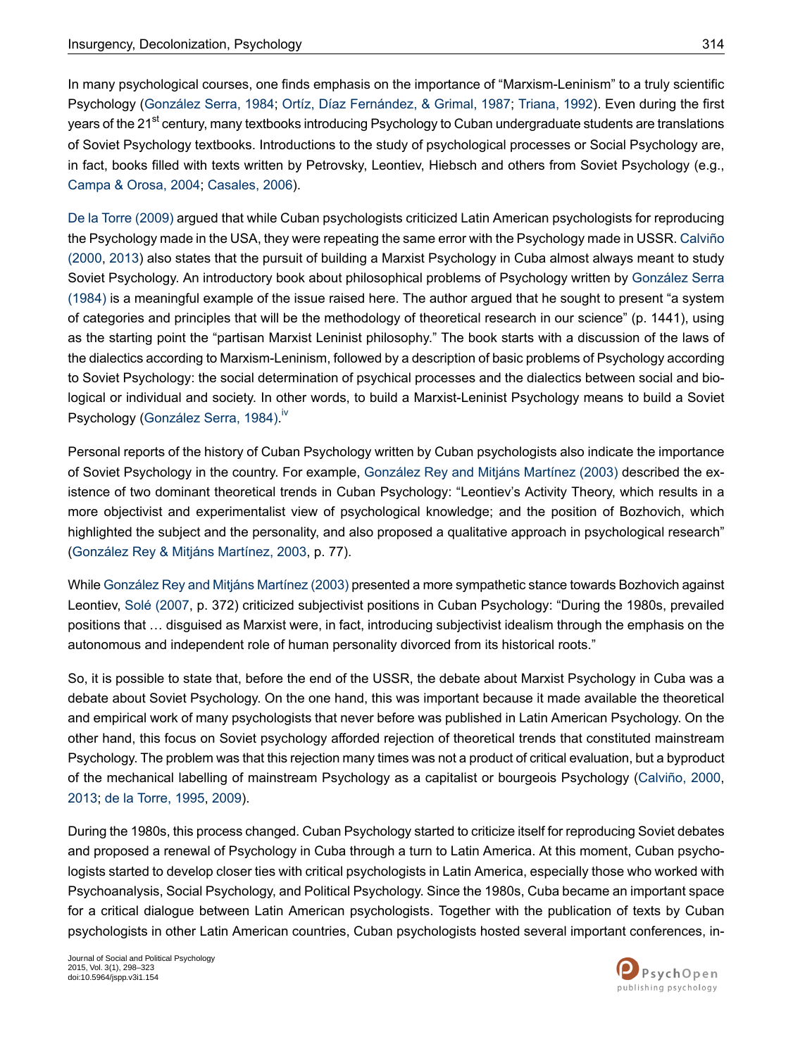In many psychological courses, one finds emphasis on the importance of "Marxism-Leninism" to a truly scientific Psychology (González Serra, 1984; Ortíz, Díaz Fernández, & Grimal, 1987; Triana, 1992). Even during the first years of the 21st century, many textbooks introducing Psychology to Cuban undergraduate students are translations of Soviet Psychology textbooks. Introductions to the study of psychological processes or Social Psychology are, in fact, books filled with texts written by Petrovsky, Leontiev, Hiebsch and others from Soviet Psychology (e.g., Campa & Orosa, 2004; Casales, 2006).

De la Torre (2009) argued that while Cuban psychologists criticized Latin American psychologists for reproducing the Psychology made in the USA, they were repeating the same error with the Psychology made in USSR. Calviño (2000, 2013) also states that the pursuit of building a Marxist Psychology in Cuba almost always meant to study Soviet Psychology. An introductory book about philosophical problems of Psychology written by González Serra (1984) is a meaningful example of the issue raised here. The author argued that he sought to present "a system of categories and principles that will be the methodology of theoretical research in our science" (p. 1441), using as the starting point the "partisan Marxist Leninist philosophy." The book starts with a discussion of the laws of the dialectics according to Marxism-Leninism, followed by a description of basic problems of Psychology according to Soviet Psychology: the social determination of psychical processes and the dialectics between social and biological or individual and society. In other words, to build a Marxist-Leninist Psychology means to build a Soviet Psychology (González Serra, 1984).[iv]

Personal reports of the history of Cuban Psychology written by Cuban psychologists also indicate the importance of Soviet Psychology in the country. For example, González Rey and Mitjáns Martínez (2003) described the existence of two dominant theoretical trends in Cuban Psychology: "Leontiev's Activity Theory, which results in a more objectivist and experimentalist view of psychological knowledge; and the position of Bozhovich, which highlighted the subject and the personality, and also proposed a qualitative approach in psychological research" (González Rey & Mitjáns Martínez, 2003, p. 77).

While González Rey and Mitjáns Martínez (2003) presented a more sympathetic stance towards Bozhovich against Leontiev, Solé (2007, p. 372) criticized subjectivist positions in Cuban Psychology: "During the 1980s, prevailed positions that … disguised as Marxist were, in fact, introducing subjectivist idealism through the emphasis on the autonomous and independent role of human personality divorced from its historical roots."

So, it is possible to state that, before the end of the USSR, the debate about Marxist Psychology in Cuba was a debate about Soviet Psychology. On the one hand, this was important because it made available the theoretical and empirical work of many psychologists that never before was published in Latin American Psychology. On the other hand, this focus on Soviet psychology afforded rejection of theoretical trends that constituted mainstream Psychology. The problem was that this rejection many times was not a product of critical evaluation, but a byproduct of the mechanical labelling of mainstream Psychology as a capitalist or bourgeois Psychology (Calviño, 2000, 2013; de la Torre, 1995, 2009).

During the 1980s, this process changed. Cuban Psychology started to criticize itself for reproducing Soviet debates and proposed a renewal of Psychology in Cuba through a turn to Latin America. At this moment, Cuban psychologists started to develop closer ties with critical psychologists in Latin America, especially those who worked with Psychoanalysis, Social Psychology, and Political Psychology. Since the 1980s, Cuba became an important space for a critical dialogue between Latin American psychologists. Together with the publication of texts by Cuban psychologists in other Latin American countries, Cuban psychologists hosted several important conferences, in-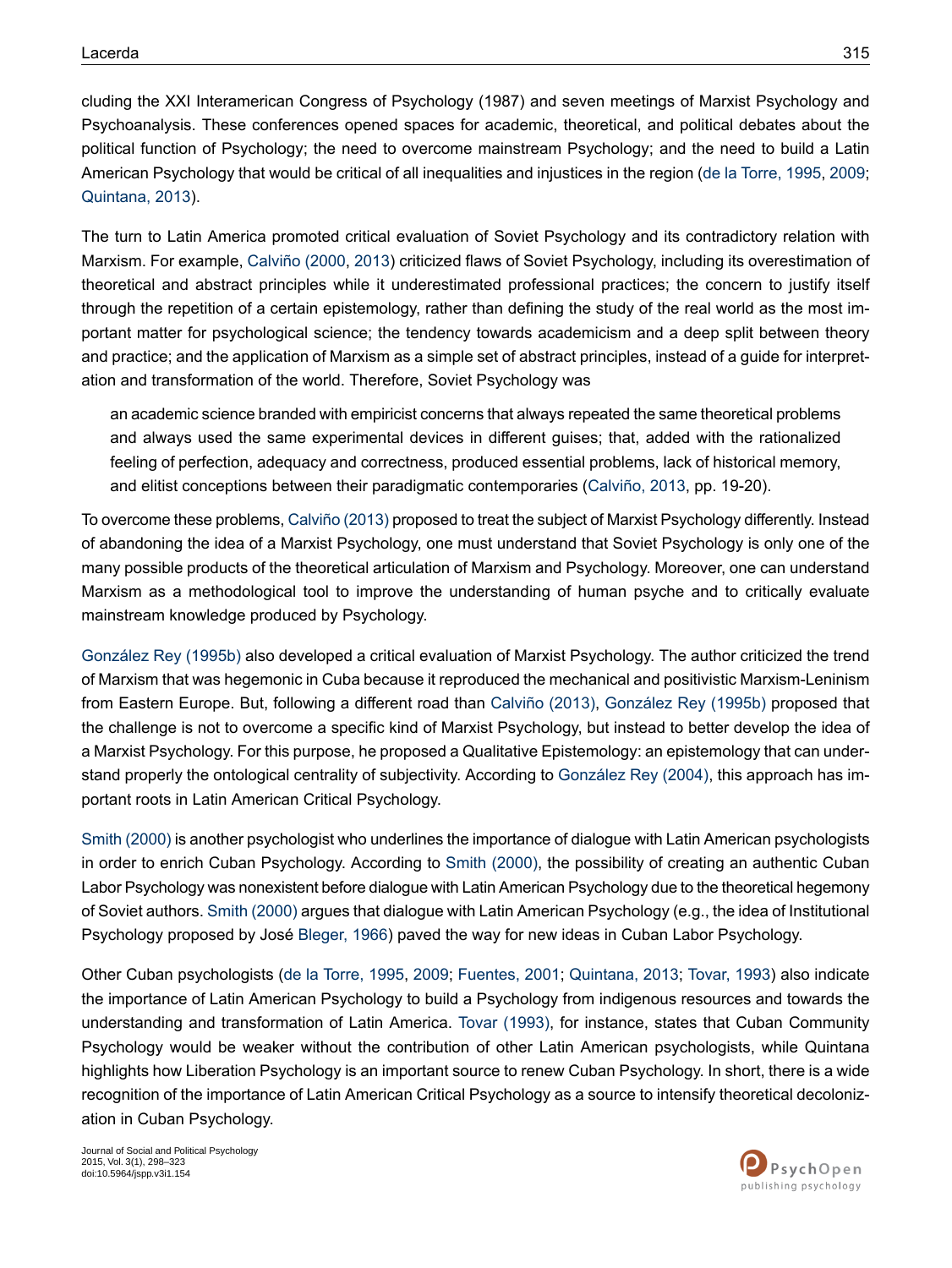cluding the XXI Interamerican Congress of Psychology (1987) and seven meetings of Marxist Psychology and Psychoanalysis. These conferences opened spaces for academic, theoretical, and political debates about the political function of Psychology; the need to overcome mainstream Psychology; and the need to build a Latin American Psychology that would be critical of all inequalities and injustices in the region (de la Torre, 1995, 2009; Quintana, 2013).

The turn to Latin America promoted critical evaluation of Soviet Psychology and its contradictory relation with Marxism. For example, Calviño (2000, 2013) criticized flaws of Soviet Psychology, including its overestimation of theoretical and abstract principles while it underestimated professional practices; the concern to justify itself through the repetition of a certain epistemology, rather than defining the study of the real world as the most important matter for psychological science; the tendency towards academicism and a deep split between theory and practice; and the application of Marxism as a simple set of abstract principles, instead of a guide for interpretation and transformation of the world. Therefore, Soviet Psychology was

> an academic science branded with empiricist concerns that always repeated the same theoretical problems and always used the same experimental devices in different guises; that, added with the rationalized feeling of perfection, adequacy and correctness, produced essential problems, lack of historical memory, and elitist conceptions between their paradigmatic contemporaries (Calviño, 2013, pp. 19-20).

To overcome these problems, Calviño (2013) proposed to treat the subject of Marxist Psychology differently. Instead of abandoning the idea of a Marxist Psychology, one must understand that Soviet Psychology is only one of the many possible products of the theoretical articulation of Marxism and Psychology. Moreover, one can understand Marxism as a methodological tool to improve the understanding of human psyche and to critically evaluate mainstream knowledge produced by Psychology.

González Rey (1995b) also developed a critical evaluation of Marxist Psychology. The author criticized the trend of Marxism that was hegemonic in Cuba because it reproduced the mechanical and positivistic Marxism-Leninism from Eastern Europe. But, following a different road than Calviño (2013), González Rey (1995b) proposed that the challenge is not to overcome a specific kind of Marxist Psychology, but instead to better develop the idea of a Marxist Psychology. For this purpose, he proposed a Qualitative Epistemology: an epistemology that can understand properly the ontological centrality of subjectivity. According to González Rey (2004), this approach has important roots in Latin American Critical Psychology.

Smith (2000) is another psychologist who underlines the importance of dialogue with Latin American psychologists in order to enrich Cuban Psychology. According to Smith (2000), the possibility of creating an authentic Cuban Labor Psychology was nonexistent before dialogue with Latin American Psychology due to the theoretical hegemony of Soviet authors. Smith (2000) argues that dialogue with Latin American Psychology (e.g., the idea of Institutional Psychology proposed by José Bleger, 1966) paved the way for new ideas in Cuban Labor Psychology.

Other Cuban psychologists (de la Torre, 1995, 2009; Fuentes, 2001; Quintana, 2013; Tovar, 1993) also indicate the importance of Latin American Psychology to build a Psychology from indigenous resources and towards the understanding and transformation of Latin America. Tovar (1993), for instance, states that Cuban Community Psychology would be weaker without the contribution of other Latin American psychologists, while Quintana highlights how Liberation Psychology is an important source to renew Cuban Psychology. In short, there is a wide recognition of the importance of Latin American Critical Psychology as a source to intensify theoretical decolonization in Cuban Psychology.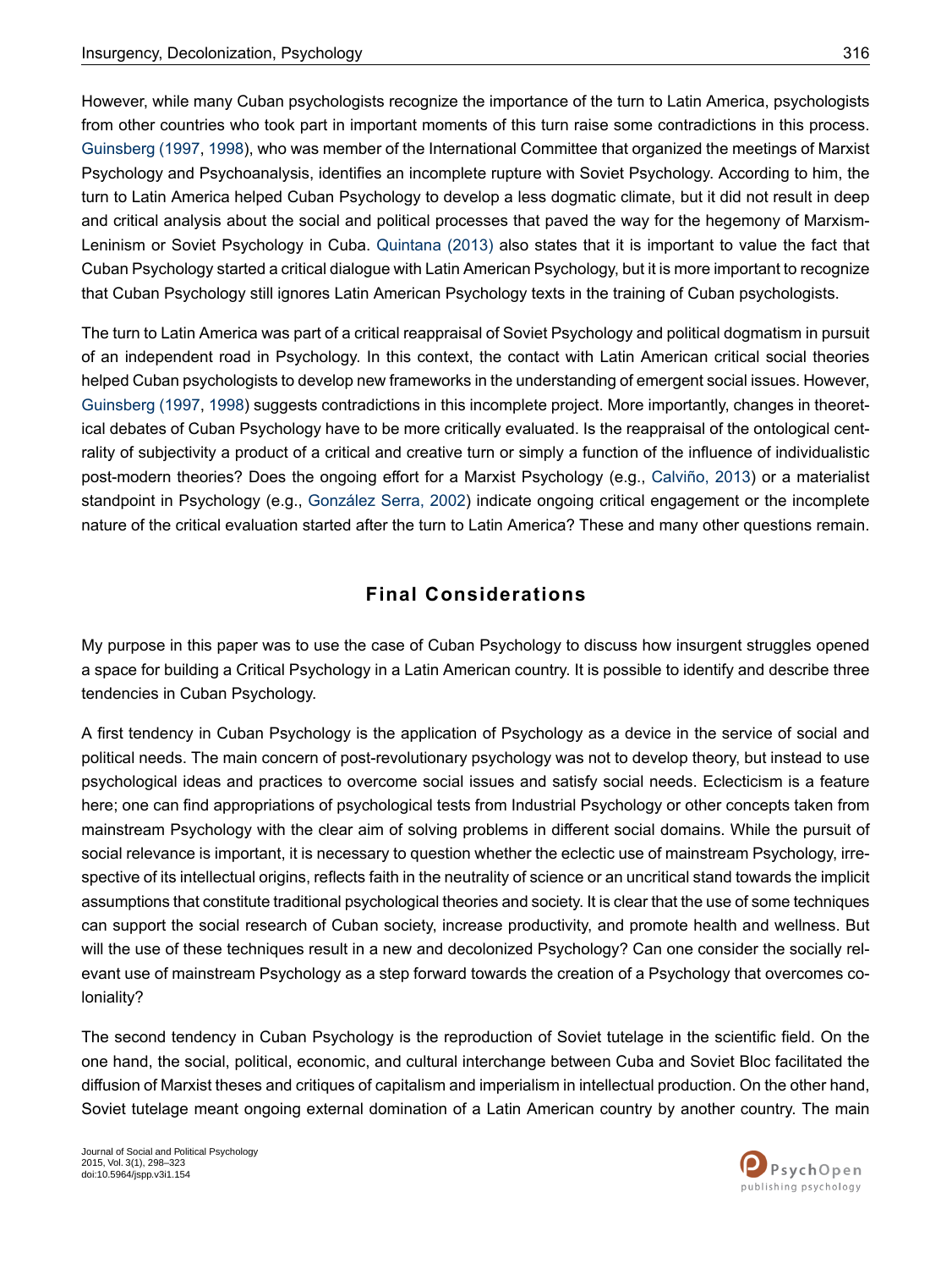However, while many Cuban psychologists recognize the importance of the turn to Latin America, psychologists from other countries who took part in important moments of this turn raise some contradictions in this process. Guinsberg (1997, 1998), who was member of the International Committee that organized the meetings of Marxist Psychology and Psychoanalysis, identifies an incomplete rupture with Soviet Psychology. According to him, the turn to Latin America helped Cuban Psychology to develop a less dogmatic climate, but it did not result in deep and critical analysis about the social and political processes that paved the way for the hegemony of Marxism-Leninism or Soviet Psychology in Cuba. Quintana (2013) also states that it is important to value the fact that Cuban Psychology started a critical dialogue with Latin American Psychology, but it is more important to recognize that Cuban Psychology still ignores Latin American Psychology texts in the training of Cuban psychologists.

The turn to Latin America was part of a critical reappraisal of Soviet Psychology and political dogmatism in pursuit of an independent road in Psychology. In this context, the contact with Latin American critical social theories helped Cuban psychologists to develop new frameworks in the understanding of emergent social issues. However, Guinsberg (1997, 1998) suggests contradictions in this incomplete project. More importantly, changes in theoretical debates of Cuban Psychology have to be more critically evaluated. Is the reappraisal of the ontological centrality of subjectivity a product of a critical and creative turn or simply a function of the influence of individualistic post-modern theories? Does the ongoing effort for a Marxist Psychology (e.g., Calviño, 2013) or a materialist standpoint in Psychology (e.g., González Serra, 2002) indicate ongoing critical engagement or the incomplete nature of the critical evaluation started after the turn to Latin America? These and many other questions remain.

## Final Considerations

My purpose in this paper was to use the case of Cuban Psychology to discuss how insurgent struggles opened a space for building a Critical Psychology in a Latin American country. It is possible to identify and describe three tendencies in Cuban Psychology.

A first tendency in Cuban Psychology is the application of Psychology as a device in the service of social and political needs. The main concern of post-revolutionary psychology was not to develop theory, but instead to use psychological ideas and practices to overcome social issues and satisfy social needs. Eclecticism is a feature here; one can find appropriations of psychological tests from Industrial Psychology or other concepts taken from mainstream Psychology with the clear aim of solving problems in different social domains. While the pursuit of social relevance is important, it is necessary to question whether the eclectic use of mainstream Psychology, irrespective of its intellectual origins, reflects faith in the neutrality of science or an uncritical stand towards the implicit assumptions that constitute traditional psychological theories and society. It is clear that the use of some techniques can support the social research of Cuban society, increase productivity, and promote health and wellness. But will the use of these techniques result in a new and decolonized Psychology? Can one consider the socially relevant use of mainstream Psychology as a step forward towards the creation of a Psychology that overcomes coloniality?

The second tendency in Cuban Psychology is the reproduction of Soviet tutelage in the scientific field. On the one hand, the social, political, economic, and cultural interchange between Cuba and Soviet Bloc facilitated the diffusion of Marxist theses and critiques of capitalism and imperialism in intellectual production. On the other hand, Soviet tutelage meant ongoing external domination of a Latin American country by another country. The main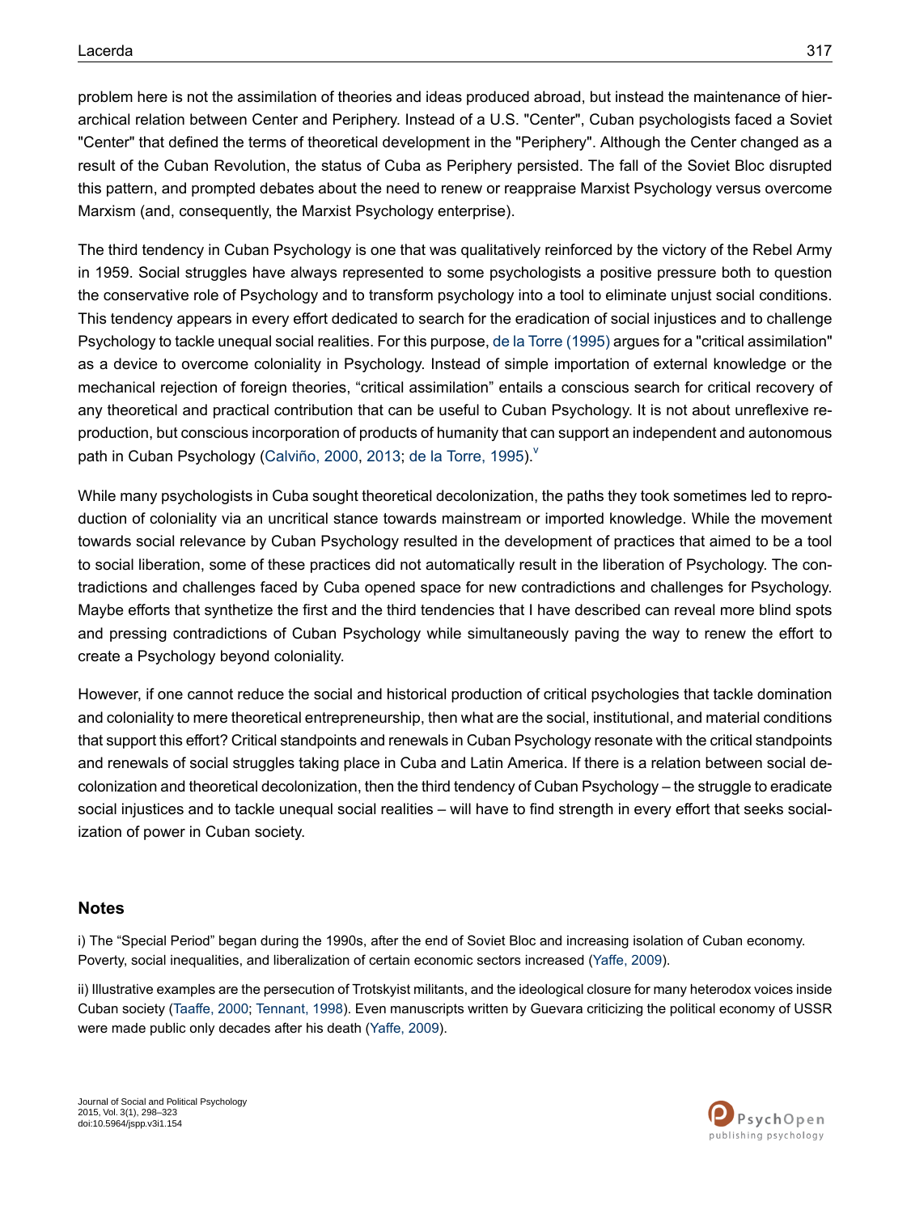problem here is not the assimilation of theories and ideas produced abroad, but instead the maintenance of hierarchical relation between Center and Periphery. Instead of a U.S. "Center", Cuban psychologists faced a Soviet "Center" that defined the terms of theoretical development in the "Periphery". Although the Center changed as a result of the Cuban Revolution, the status of Cuba as Periphery persisted. The fall of the Soviet Bloc disrupted this pattern, and prompted debates about the need to renew or reappraise Marxist Psychology versus overcome Marxism (and, consequently, the Marxist Psychology enterprise).

The third tendency in Cuban Psychology is one that was qualitatively reinforced by the victory of the Rebel Army in 1959. Social struggles have always represented to some psychologists a positive pressure both to question the conservative role of Psychology and to transform psychology into a tool to eliminate unjust social conditions. This tendency appears in every effort dedicated to search for the eradication of social injustices and to challenge Psychology to tackle unequal social realities. For this purpose, de la Torre (1995) argues for a "critical assimilation" as a device to overcome coloniality in Psychology. Instead of simple importation of external knowledge or the mechanical rejection of foreign theories, "critical assimilation" entails a conscious search for critical recovery of any theoretical and practical contribution that can be useful to Cuban Psychology. It is not about unreflexive reproduction, but conscious incorporation of products of humanity that can support an independent and autonomous path in Cuban Psychology (Calviño, 2000, 2013; de la Torre, 1995).[v]

While many psychologists in Cuba sought theoretical decolonization, the paths they took sometimes led to reproduction of coloniality via an uncritical stance towards mainstream or imported knowledge. While the movement towards social relevance by Cuban Psychology resulted in the development of practices that aimed to be a tool to social liberation, some of these practices did not automatically result in the liberation of Psychology. The contradictions and challenges faced by Cuba opened space for new contradictions and challenges for Psychology. Maybe efforts that synthetize the first and the third tendencies that I have described can reveal more blind spots and pressing contradictions of Cuban Psychology while simultaneously paving the way to renew the effort to create a Psychology beyond coloniality.

However, if one cannot reduce the social and historical production of critical psychologies that tackle domination and coloniality to mere theoretical entrepreneurship, then what are the social, institutional, and material conditions that support this effort? Critical standpoints and renewals in Cuban Psychology resonate with the critical standpoints and renewals of social struggles taking place in Cuba and Latin America. If there is a relation between social decolonization and theoretical decolonization, then the third tendency of Cuban Psychology – the struggle to eradicate social injustices and to tackle unequal social realities – will have to find strength in every effort that seeks socialization of power in Cuban society.

## Notes

i) The "Special Period" began during the 1990s, after the end of Soviet Bloc and increasing isolation of Cuban economy. Poverty, social inequalities, and liberalization of certain economic sectors increased (Yaffe, 2009).

ii) Illustrative examples are the persecution of Trotskyist militants, and the ideological closure for many heterodox voices inside Cuban society (Taaffe, 2000; Tennant, 1998). Even manuscripts written by Guevara criticizing the political economy of USSR were made public only decades after his death (Yaffe, 2009).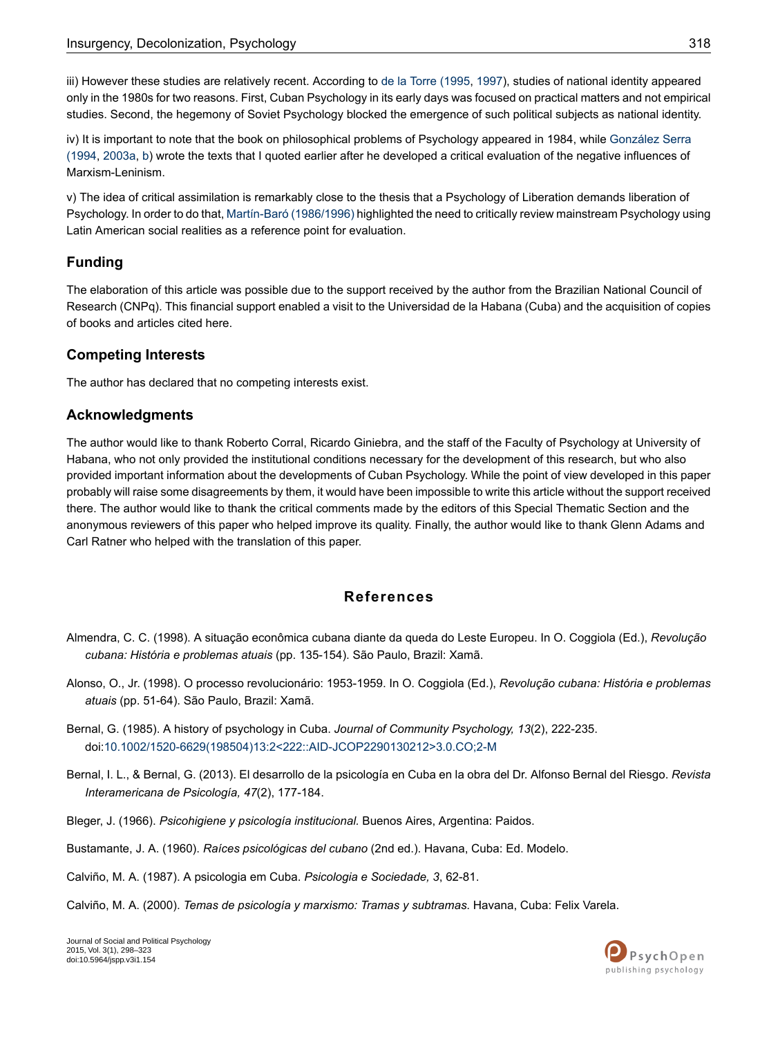iii) However these studies are relatively recent. According to de la Torre (1995, 1997), studies of national identity appeared only in the 1980s for two reasons. First, Cuban Psychology in its early days was focused on practical matters and not empirical studies. Second, the hegemony of Soviet Psychology blocked the emergence of such political subjects as national identity.

iv) It is important to note that the book on philosophical problems of Psychology appeared in 1984, while González Serra (1994, 2003a, b) wrote the texts that I quoted earlier after he developed a critical evaluation of the negative influences of Marxism-Leninism.

v) The idea of critical assimilation is remarkably close to the thesis that a Psychology of Liberation demands liberation of Psychology. In order to do that, Martín-Baró (1986/1996) highlighted the need to critically review mainstream Psychology using Latin American social realities as a reference point for evaluation.

## Funding

The elaboration of this article was possible due to the support received by the author from the Brazilian National Council of Research (CNPq). This financial support enabled a visit to the Universidad de la Habana (Cuba) and the acquisition of copies of books and articles cited here.

## Competing Interests

The author has declared that no competing interests exist.

## Acknowledgments

The author would like to thank Roberto Corral, Ricardo Giniebra, and the staff of the Faculty of Psychology at University of Habana, who not only provided the institutional conditions necessary for the development of this research, but who also provided important information about the developments of Cuban Psychology. While the point of view developed in this paper probably will raise some disagreements by them, it would have been impossible to write this article without the support received there. The author would like to thank the critical comments made by the editors of this Special Thematic Section and the anonymous reviewers of this paper who helped improve its quality. Finally, the author would like to thank Glenn Adams and Carl Ratner who helped with the translation of this paper.

## References

Almendra, C. C. (1998). A situação econômica cubana diante da queda do Leste Europeu. In O. Coggiola (Ed.), *Revolução cubana: História e problemas atuais* (pp. 135-154). São Paulo, Brazil: Xamã.

Alonso, O., Jr. (1998). O processo revolucionário: 1953-1959. In O. Coggiola (Ed.), *Revolução cubana: História e problemas atuais* (pp. 51-64). São Paulo, Brazil: Xamã.

Bernal, G. (1985). A history of psychology in Cuba. *Journal of Community Psychology, 13*(2), 222-235. doi:10.1002/1520-6629(198504)13:2<222::AID-JCOP2290130212>3.0.CO;2-M

Bernal, I. L., & Bernal, G. (2013). El desarrollo de la psicología en Cuba en la obra del Dr. Alfonso Bernal del Riesgo. *Revista Interamericana de Psicología, 47*(2), 177-184.

Bleger, J. (1966). *Psicohigiene y psicología institucional.* Buenos Aires, Argentina: Paidos.

Bustamante, J. A. (1960). *Raíces psicológicas del cubano* (2nd ed.). Havana, Cuba: Ed. Modelo.

Calviño, M. A. (1987). A psicologia em Cuba. *Psicologia e Sociedade, 3*, 62-81.

Calviño, M. A. (2000). *Temas de psicología y marxismo: Tramas y subtramas.* Havana, Cuba: Felix Varela.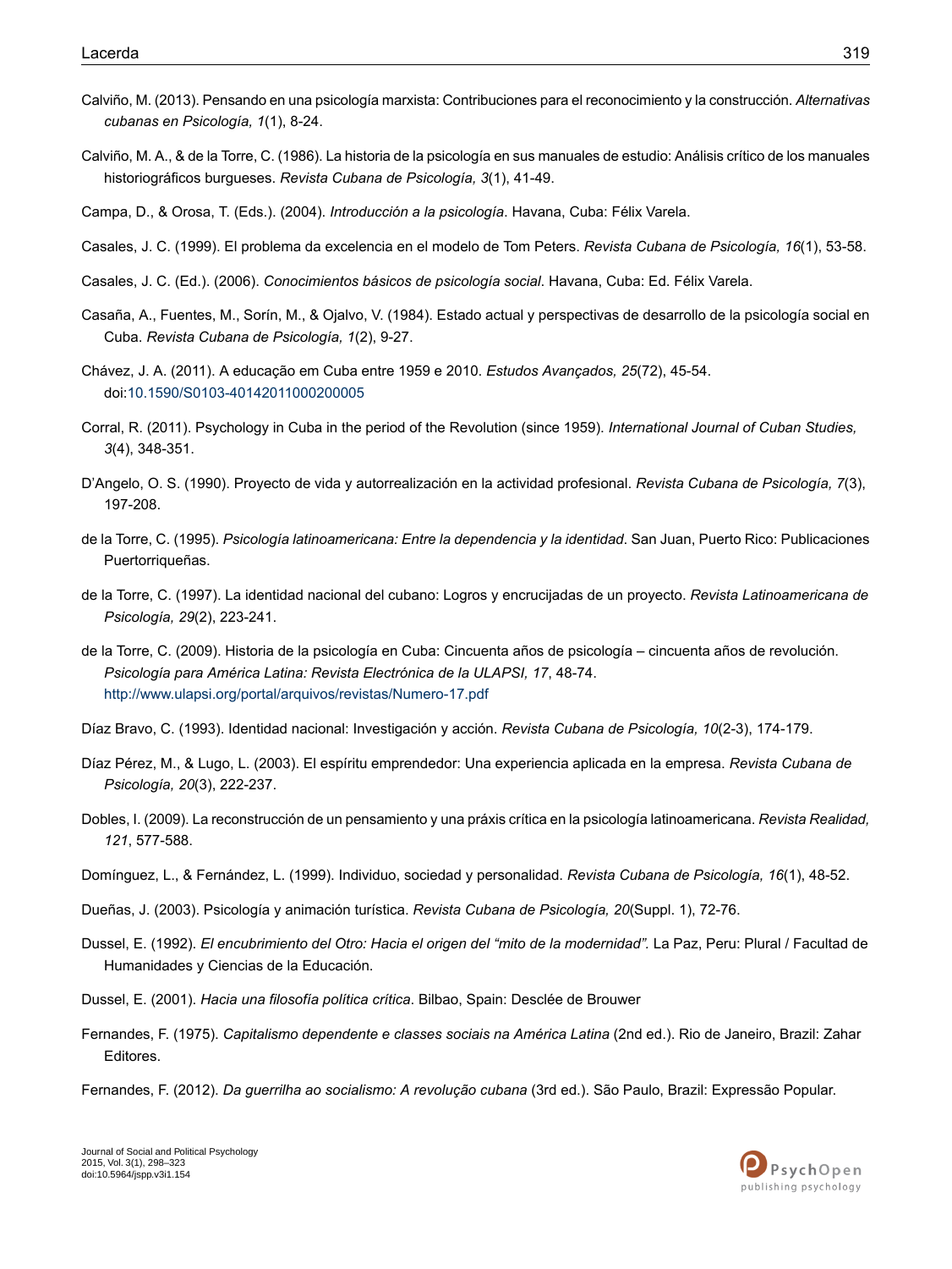Calviño, M. (2013). Pensando en una psicología marxista: Contribuciones para el reconocimiento y la construcción. *Alternativas cubanas en Psicología, 1*(1), 8-24.

Calviño, M. A., & de la Torre, C. (1986). La historia de la psicología en sus manuales de estudio: Análisis crítico de los manuales historiográficos burgueses. *Revista Cubana de Psicología, 3*(1), 41-49.

Campa, D., & Orosa, T. (Eds.). (2004). *Introducción a la psicología*. Havana, Cuba: Félix Varela.

Casales, J. C. (1999). El problema da excelencia en el modelo de Tom Peters. *Revista Cubana de Psicología, 16*(1), 53-58.

Casales, J. C. (Ed.). (2006). *Conocimientos básicos de psicología social*. Havana, Cuba: Ed. Félix Varela.

Casaña, A., Fuentes, M., Sorín, M., & Ojalvo, V. (1984). Estado actual y perspectivas de desarrollo de la psicología social en Cuba. *Revista Cubana de Psicología, 1*(2), 9-27.

Chávez, J. A. (2011). A educação em Cuba entre 1959 e 2010. *Estudos Avançados, 25*(72), 45-54. doi:10.1590/S0103-40142011000200005

Corral, R. (2011). Psychology in Cuba in the period of the Revolution (since 1959). *International Journal of Cuban Studies, 3*(4), 348-351.

D'Angelo, O. S. (1990). Proyecto de vida y autorrealización en la actividad profesional. *Revista Cubana de Psicología, 7*(3), 197-208.

de la Torre, C. (1995). *Psicología latinoamericana: Entre la dependencia y la identidad*. San Juan, Puerto Rico: Publicaciones Puertorriqueñas.

de la Torre, C. (1997). La identidad nacional del cubano: Logros y encrucijadas de un proyecto. *Revista Latinoamericana de Psicología, 29*(2), 223-241.

de la Torre, C. (2009). Historia de la psicología en Cuba: Cincuenta años de psicología – cincuenta años de revolución. *Psicología para América Latina: Revista Electrónica de la ULAPSI, 17*, 48-74. http://www.ulapsi.org/portal/arquivos/revistas/Numero-17.pdf

Díaz Bravo, C. (1993). Identidad nacional: Investigación y acción. *Revista Cubana de Psicología, 10*(2-3), 174-179.

Díaz Pérez, M., & Lugo, L. (2003). El espíritu emprendedor: Una experiencia aplicada en la empresa. *Revista Cubana de Psicología, 20*(3), 222-237.

Dobles, I. (2009). La reconstrucción de un pensamiento y una práxis crítica en la psicología latinoamericana. *Revista Realidad, 121*, 577-588.

Domínguez, L., & Fernández, L. (1999). Individuo, sociedad y personalidad. *Revista Cubana de Psicología, 16*(1), 48-52.

Dueñas, J. (2003). Psicología y animación turística. *Revista Cubana de Psicología, 20*(Suppl. 1), 72-76.

Dussel, E. (1992). *El encubrimiento del Otro: Hacia el origen del "mito de la modernidad".* La Paz, Peru: Plural / Facultad de Humanidades y Ciencias de la Educación.

Dussel, E. (2001). *Hacia una filosofía política crítica*. Bilbao, Spain: Desclée de Brouwer

Fernandes, F. (1975). *Capitalismo dependente e classes sociais na América Latina* (2nd ed.). Rio de Janeiro, Brazil: Zahar Editores.

Fernandes, F. (2012). *Da guerrilha ao socialismo: A revolução cubana* (3rd ed.). São Paulo, Brazil: Expressão Popular.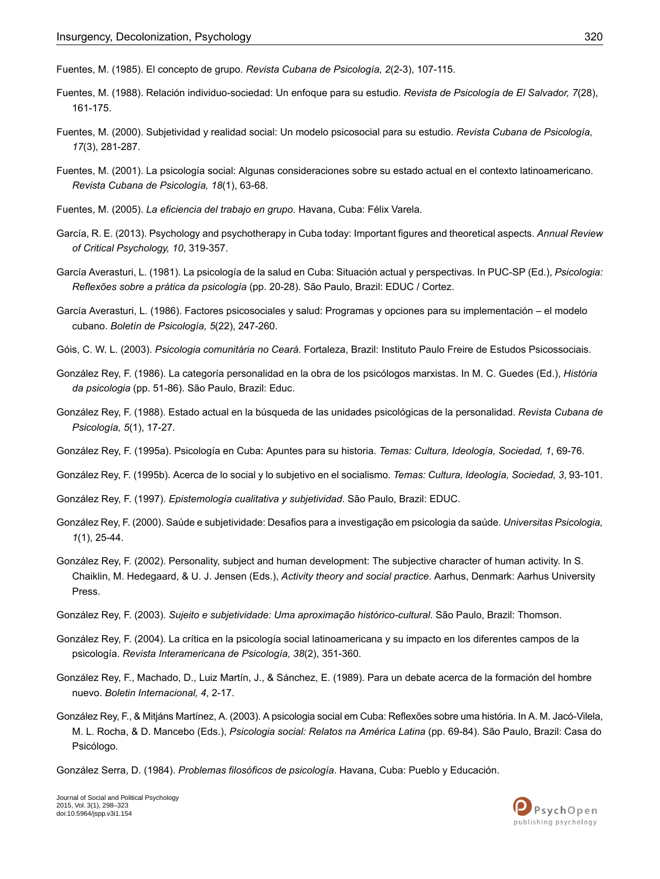Fuentes, M. (1985). El concepto de grupo. *Revista Cubana de Psicología, 2*(2-3), 107-115.

Fuentes, M. (1988). Relación individuo-sociedad: Un enfoque para su estudio. *Revista de Psicología de El Salvador, 7*(28), 161-175.

Fuentes, M. (2000). Subjetividad y realidad social: Un modelo psicosocial para su estudio. *Revista Cubana de Psicología, 17*(3), 281-287.

Fuentes, M. (2001). La psicología social: Algunas consideraciones sobre su estado actual en el contexto latinoamericano. *Revista Cubana de Psicología, 18*(1), 63-68.

Fuentes, M. (2005). *La eficiencia del trabajo en grupo*. Havana, Cuba: Félix Varela.

García, R. E. (2013). Psychology and psychotherapy in Cuba today: Important figures and theoretical aspects. *Annual Review of Critical Psychology, 10*, 319-357.

García Averasturi, L. (1981). La psicología de la salud en Cuba: Situación actual y perspectivas. In PUC-SP (Ed.), *Psicologia: Reflexões sobre a prática da psicologia* (pp. 20-28). São Paulo, Brazil: EDUC / Cortez.

García Averasturi, L. (1986). Factores psicosociales y salud: Programas y opciones para su implementación – el modelo cubano. *Boletín de Psicología, 5*(22), 247-260.

Góis, C. W. L. (2003). *Psicologia comunitária no Ceará*. Fortaleza, Brazil: Instituto Paulo Freire de Estudos Psicossociais.

González Rey, F. (1986). La categoría personalidad en la obra de los psicólogos marxistas. In M. C. Guedes (Ed.), *História da psicologia* (pp. 51-86). São Paulo, Brazil: Educ.

González Rey, F. (1988). Estado actual en la búsqueda de las unidades psicológicas de la personalidad. *Revista Cubana de Psicología, 5*(1), 17-27.

González Rey, F. (1995a). Psicología en Cuba: Apuntes para su historia. *Temas: Cultura, Ideología, Sociedad, 1*, 69-76.

González Rey, F. (1995b). Acerca de lo social y lo subjetivo en el socialismo. *Temas: Cultura, Ideología, Sociedad, 3*, 93-101.

González Rey, F. (1997). *Epistemología cualitativa y subjetividad*. São Paulo, Brazil: EDUC.

González Rey, F. (2000). Saúde e subjetividade: Desafios para a investigação em psicologia da saúde. *Universitas Psicologia, 1*(1), 25-44.

González Rey, F. (2002). Personality, subject and human development: The subjective character of human activity. In S. Chaiklin, M. Hedegaard, & U. J. Jensen (Eds.), *Activity theory and social practice*. Aarhus, Denmark: Aarhus University Press.

González Rey, F. (2003). *Sujeito e subjetividade: Uma aproximação histórico-cultural*. São Paulo, Brazil: Thomson.

González Rey, F. (2004). La crítica en la psicología social latinoamericana y su impacto en los diferentes campos de la psicología. *Revista Interamericana de Psicología, 38*(2), 351-360.

González Rey, F., Machado, D., Luiz Martín, J., & Sánchez, E. (1989). Para un debate acerca de la formación del hombre nuevo. *Boletin Internacional, 4*, 2-17.

González Rey, F., & Mitjáns Martínez, A. (2003). A psicologia social em Cuba: Reflexões sobre uma história. In A. M. Jacó-Vilela, M. L. Rocha, & D. Mancebo (Eds.), *Psicologia social: Relatos na América Latina* (pp. 69-84). São Paulo, Brazil: Casa do Psicólogo.

González Serra, D. (1984). *Problemas filosóficos de psicología*. Havana, Cuba: Pueblo y Educación.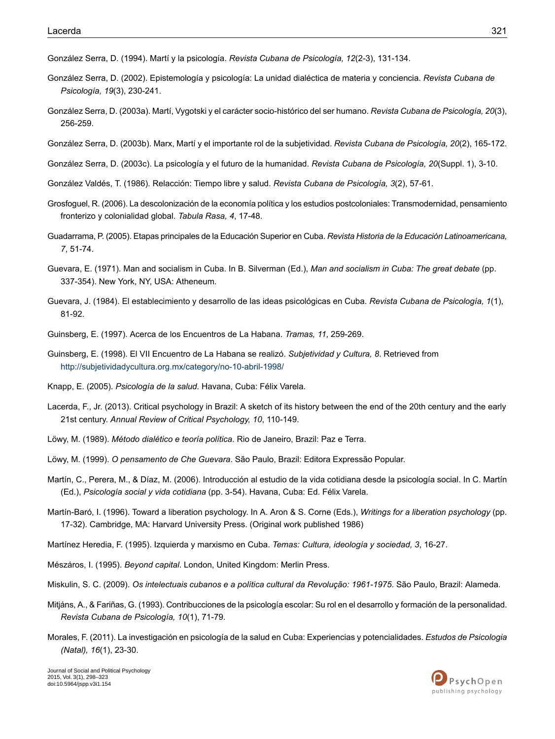González Serra, D. (1994). Martí y la psicología. *Revista Cubana de Psicología, 12*(2-3), 131-134.

González Serra, D. (2002). Epistemología y psicología: La unidad dialéctica de materia y conciencia. *Revista Cubana de Psicología, 19*(3), 230-241.

González Serra, D. (2003a). Martí, Vygotski y el carácter socio-histórico del ser humano. *Revista Cubana de Psicología, 20*(3), 256-259.

González Serra, D. (2003b). Marx, Martí y el importante rol de la subjetividad. *Revista Cubana de Psicología, 20*(2), 165-172.

González Serra, D. (2003c). La psicología y el futuro de la humanidad. *Revista Cubana de Psicología, 20*(Suppl. 1), 3-10.

González Valdés, T. (1986). Relacción: Tiempo libre y salud. *Revista Cubana de Psicología, 3*(2), 57-61.

Grosfoguel, R. (2006). La descolonización de la economía política y los estudios postcoloniales: Transmodernidad, pensamiento fronterizo y colonialidad global. *Tabula Rasa, 4*, 17-48.

Guadarrama, P. (2005). Etapas principales de la Educación Superior en Cuba. *Revista Historia de la Educación Latinoamericana, 7*, 51-74.

Guevara, E. (1971). Man and socialism in Cuba. In B. Silverman (Ed.), *Man and socialism in Cuba: The great debate* (pp. 337-354). New York, NY, USA: Atheneum.

Guevara, J. (1984). El establecimiento y desarrollo de las ideas psicológicas en Cuba. *Revista Cubana de Psicología, 1*(1), 81-92.

Guinsberg, E. (1997). Acerca de los Encuentros de La Habana. *Tramas, 11*, 259-269.

Guinsberg, E. (1998). El VII Encuentro de La Habana se realizó. *Subjetividad y Cultura, 8*. Retrieved from http://subjetividadycultura.org.mx/category/no-10-abril-1998/

Knapp, E. (2005). *Psicología de la salud*. Havana, Cuba: Félix Varela.

Lacerda, F., Jr. (2013). Critical psychology in Brazil: A sketch of its history between the end of the 20th century and the early 21st century. *Annual Review of Critical Psychology, 10*, 110-149.

Löwy, M. (1989). *Método dialético e teoría política*. Rio de Janeiro, Brazil: Paz e Terra.

Löwy, M. (1999). *O pensamento de Che Guevara*. São Paulo, Brazil: Editora Expressão Popular.

Martín, C., Perera, M., & Díaz, M. (2006). Introducción al estudio de la vida cotidiana desde la psicología social. In C. Martín (Ed.), *Psicología social y vida cotidiana* (pp. 3-54). Havana, Cuba: Ed. Félix Varela.

Martín-Baró, I. (1996). Toward a liberation psychology. In A. Aron & S. Corne (Eds.), *Writings for a liberation psychology* (pp. 17-32). Cambridge, MA: Harvard University Press. (Original work published 1986)

Martínez Heredia, F. (1995). Izquierda y marxismo en Cuba. *Temas: Cultura, ideología y sociedad, 3*, 16-27.

Mészáros, I. (1995). *Beyond capital*. London, United Kingdom: Merlin Press.

Miskulin, S. C. (2009). *Os intelectuais cubanos e a política cultural da Revolução: 1961-1975*. São Paulo, Brazil: Alameda.

Mitjáns, A., & Fariñas, G. (1993). Contribucciones de la psicología escolar: Su rol en el desarrollo y formación de la personalidad. *Revista Cubana de Psicología, 10*(1), 71-79.

Morales, F. (2011). La investigación en psicología de la salud en Cuba: Experiencias y potencialidades. *Estudos de Psicologia (Natal), 16*(1), 23-30.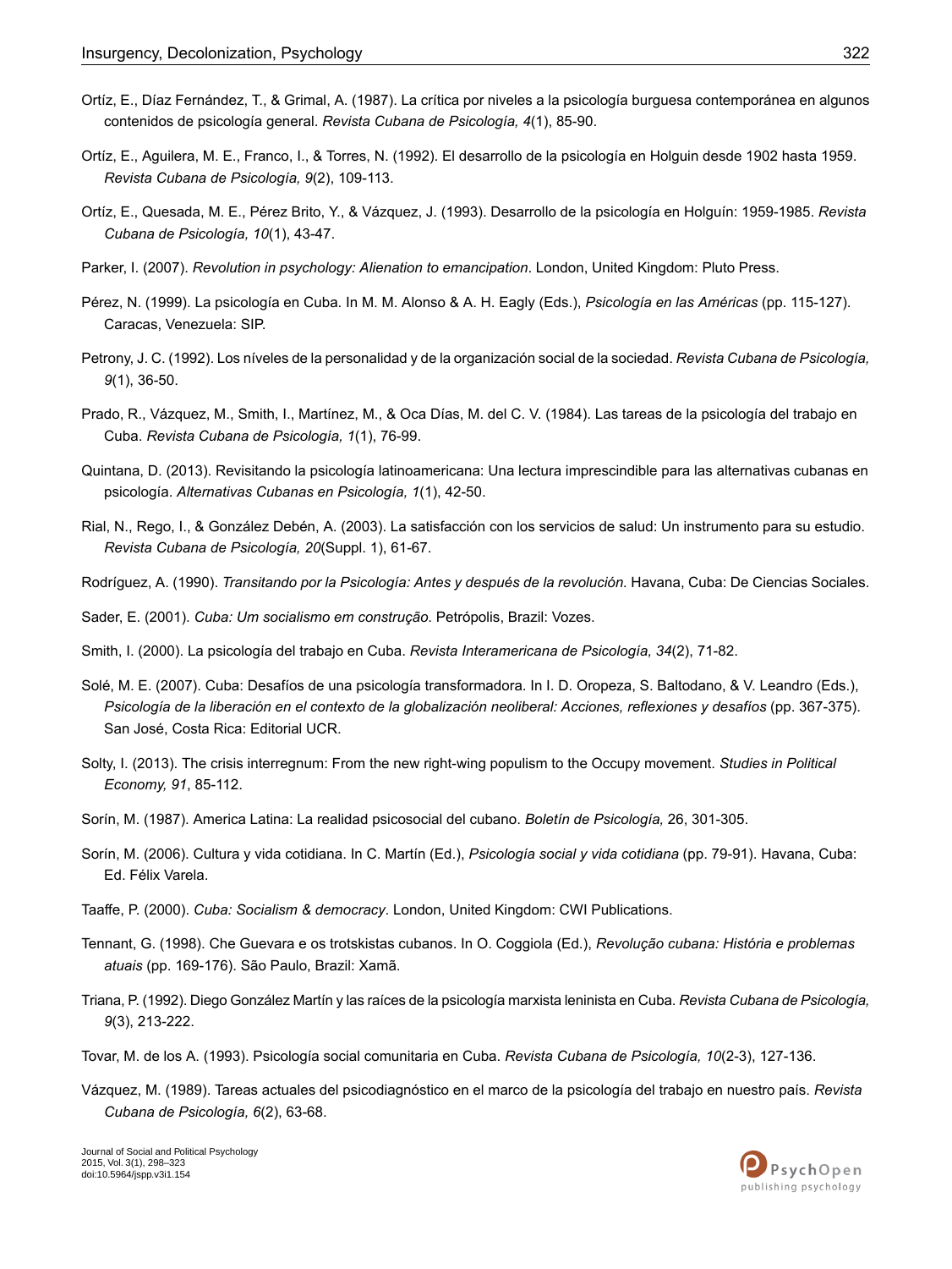Ortíz, E., Díaz Fernández, T., & Grimal, A. (1987). La crítica por niveles a la psicología burguesa contemporánea en algunos contenidos de psicología general. *Revista Cubana de Psicología, 4*(1), 85-90.

Ortíz, E., Aguilera, M. E., Franco, I., & Torres, N. (1992). El desarrollo de la psicología en Holguin desde 1902 hasta 1959. *Revista Cubana de Psicología, 9*(2), 109-113.

Ortíz, E., Quesada, M. E., Pérez Brito, Y., & Vázquez, J. (1993). Desarrollo de la psicología en Holguín: 1959-1985. *Revista Cubana de Psicología, 10*(1), 43-47.

Parker, I. (2007). *Revolution in psychology: Alienation to emancipation*. London, United Kingdom: Pluto Press.

Pérez, N. (1999). La psicología en Cuba. In M. M. Alonso & A. H. Eagly (Eds.), *Psicología en las Américas* (pp. 115-127). Caracas, Venezuela: SIP.

Petrony, J. C. (1992). Los níveles de la personalidad y de la organización social de la sociedad. *Revista Cubana de Psicología, 9*(1), 36-50.

Prado, R., Vázquez, M., Smith, I., Martínez, M., & Oca Días, M. del C. V. (1984). Las tareas de la psicología del trabajo en Cuba. *Revista Cubana de Psicología, 1*(1), 76-99.

Quintana, D. (2013). Revisitando la psicología latinoamericana: Una lectura imprescindible para las alternativas cubanas en psicología. *Alternativas Cubanas en Psicología, 1*(1), 42-50.

Rial, N., Rego, I., & González Debén, A. (2003). La satisfacción con los servicios de salud: Un instrumento para su estudio. *Revista Cubana de Psicología, 20*(Suppl. 1), 61-67.

Rodríguez, A. (1990). *Transitando por la Psicología: Antes y después de la revolución.* Havana, Cuba: De Ciencias Sociales.

Sader, E. (2001). *Cuba: Um socialismo em construção*. Petrópolis, Brazil: Vozes.

Smith, I. (2000). La psicología del trabajo en Cuba. *Revista Interamericana de Psicología, 34*(2), 71-82.

Solé, M. E. (2007). Cuba: Desafíos de una psicología transformadora. In I. D. Oropeza, S. Baltodano, & V. Leandro (Eds.), *Psicología de la liberación en el contexto de la globalización neoliberal: Acciones, reflexiones y desafíos* (pp. 367-375). San José, Costa Rica: Editorial UCR.

Solty, I. (2013). The crisis interregnum: From the new right-wing populism to the Occupy movement. *Studies in Political Economy, 91*, 85-112.

Sorín, M. (1987). America Latina: La realidad psicosocial del cubano. *Boletín de Psicología,* 26, 301-305.

Sorín, M. (2006). Cultura y vida cotidiana. In C. Martín (Ed.), *Psicología social y vida cotidiana* (pp. 79-91). Havana, Cuba: Ed. Félix Varela.

Taaffe, P. (2000). *Cuba: Socialism & democracy*. London, United Kingdom: CWI Publications.

Tennant, G. (1998). Che Guevara e os trotskistas cubanos. In O. Coggiola (Ed.), *Revolução cubana: História e problemas atuais* (pp. 169-176). São Paulo, Brazil: Xamã.

Triana, P. (1992). Diego González Martín y las raíces de la psicología marxista leninista en Cuba. *Revista Cubana de Psicología, 9*(3), 213-222.

Tovar, M. de los A. (1993). Psicología social comunitaria en Cuba. *Revista Cubana de Psicología, 10*(2-3), 127-136.

Vázquez, M. (1989). Tareas actuales del psicodiagnóstico en el marco de la psicología del trabajo en nuestro país. *Revista Cubana de Psicología, 6*(2), 63-68.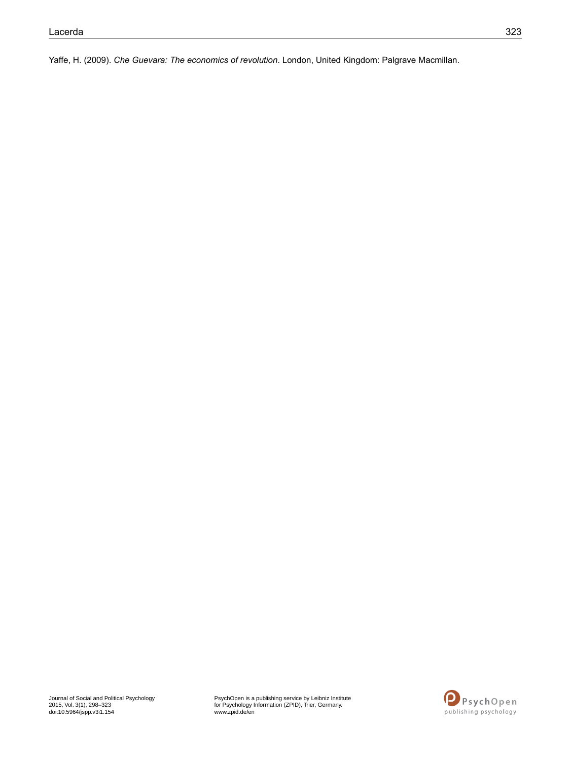Yaffe, H. (2009). *Che Guevara: The economics of revolution*. London, United Kingdom: Palgrave Macmillan.